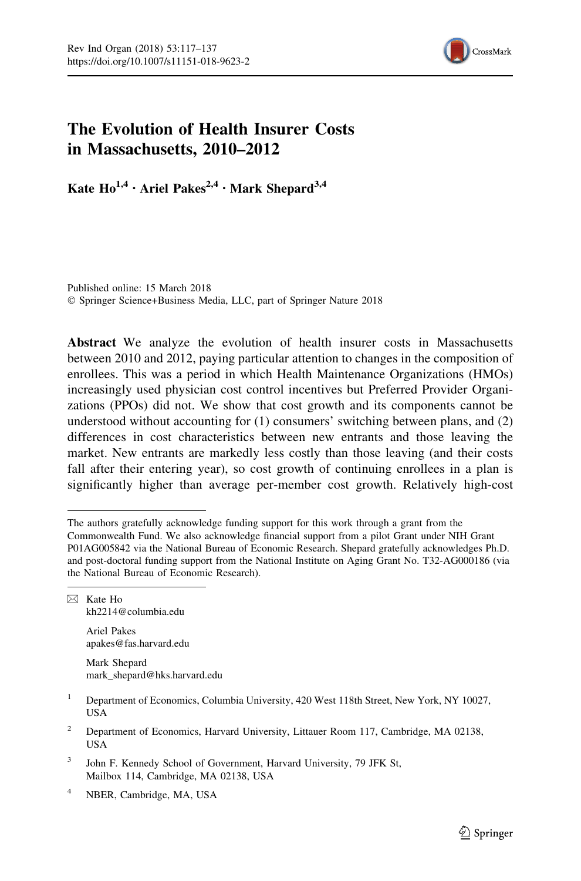# The Evolution of Health Insurer Costs in Massachusetts, 2010–2012

**Kate Ho[1,4] · Ariel Pakes[2,4] · Mark Shepard[3,4]**

Published online: 15 March 2018
© Springer Science+Business Media, LLC, part of Springer Nature 2018

**Abstract** We analyze the evolution of health insurer costs in Massachusetts between 2010 and 2012, paying particular attention to changes in the composition of enrollees. This was a period in which Health Maintenance Organizations (HMOs) increasingly used physician cost control incentives but Preferred Provider Organizations (PPOs) did not. We show that cost growth and its components cannot be understood without accounting for (1) consumers' switching between plans, and (2) differences in cost characteristics between new entrants and those leaving the market. New entrants are markedly less costly than those leaving (and their costs fall after their entering year), so cost growth of continuing enrollees in a plan is significantly higher than average per-member cost growth. Relatively high-cost

---

The authors gratefully acknowledge funding support for this work through a grant from the Commonwealth Fund. We also acknowledge financial support from a pilot Grant under NIH Grant P01AG005842 via the National Bureau of Economic Research. Shepard gratefully acknowledges Ph.D. and post-doctoral funding support from the National Institute on Aging Grant No. T32-AG000186 (via the National Bureau of Economic Research).

---

✉ Kate Ho
kh2214@columbia.edu

Ariel Pakes
apakes@fas.harvard.edu

Mark Shepard
mark_shepard@hks.harvard.edu

[1] Department of Economics, Columbia University, 420 West 118th Street, New York, NY 10027, USA

[2] Department of Economics, Harvard University, Littauer Room 117, Cambridge, MA 02138, USA

[3] John F. Kennedy School of Government, Harvard University, 79 JFK St, Mailbox 114, Cambridge, MA 02138, USA

[4] NBER, Cambridge, MA, USA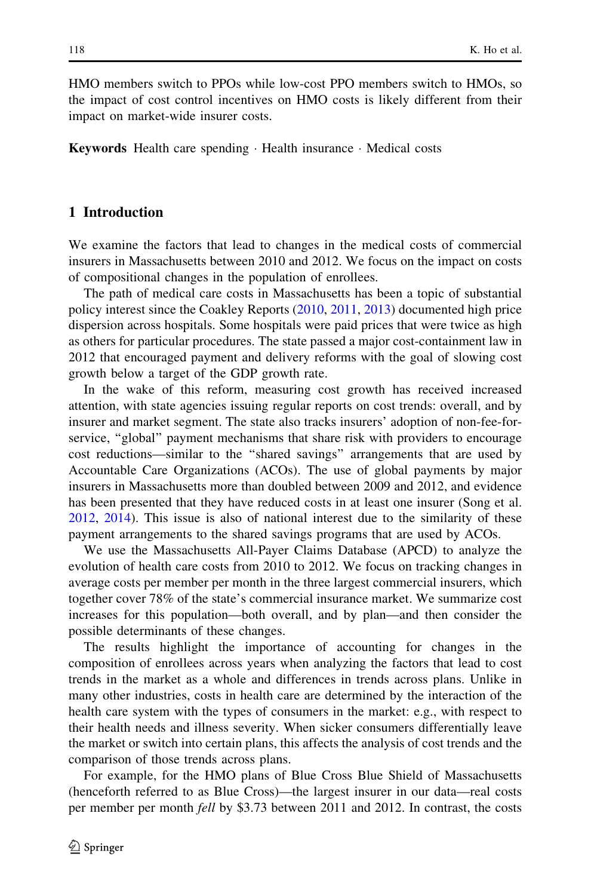HMO members switch to PPOs while low-cost PPO members switch to HMOs, so the impact of cost control incentives on HMO costs is likely different from their impact on market-wide insurer costs.

**Keywords** Health care spending · Health insurance · Medical costs

## 1 Introduction

We examine the factors that lead to changes in the medical costs of commercial insurers in Massachusetts between 2010 and 2012. We focus on the impact on costs of compositional changes in the population of enrollees.

The path of medical care costs in Massachusetts has been a topic of substantial policy interest since the Coakley Reports (2010, 2011, 2013) documented high price dispersion across hospitals. Some hospitals were paid prices that were twice as high as others for particular procedures. The state passed a major cost-containment law in 2012 that encouraged payment and delivery reforms with the goal of slowing cost growth below a target of the GDP growth rate.

In the wake of this reform, measuring cost growth has received increased attention, with state agencies issuing regular reports on cost trends: overall, and by insurer and market segment. The state also tracks insurers' adoption of non-fee-for-service, "global" payment mechanisms that share risk with providers to encourage cost reductions—similar to the "shared savings" arrangements that are used by Accountable Care Organizations (ACOs). The use of global payments by major insurers in Massachusetts more than doubled between 2009 and 2012, and evidence has been presented that they have reduced costs in at least one insurer (Song et al. 2012, 2014). This issue is also of national interest due to the similarity of these payment arrangements to the shared savings programs that are used by ACOs.

We use the Massachusetts All-Payer Claims Database (APCD) to analyze the evolution of health care costs from 2010 to 2012. We focus on tracking changes in average costs per member per month in the three largest commercial insurers, which together cover 78% of the state's commercial insurance market. We summarize cost increases for this population—both overall, and by plan—and then consider the possible determinants of these changes.

The results highlight the importance of accounting for changes in the composition of enrollees across years when analyzing the factors that lead to cost trends in the market as a whole and differences in trends across plans. Unlike in many other industries, costs in health care are determined by the interaction of the health care system with the types of consumers in the market: e.g., with respect to their health needs and illness severity. When sicker consumers differentially leave the market or switch into certain plans, this affects the analysis of cost trends and the comparison of those trends across plans.

For example, for the HMO plans of Blue Cross Blue Shield of Massachusetts (henceforth referred to as Blue Cross)—the largest insurer in our data—real costs per member per month *fell* by \$3.73 between 2011 and 2012. In contrast, the costs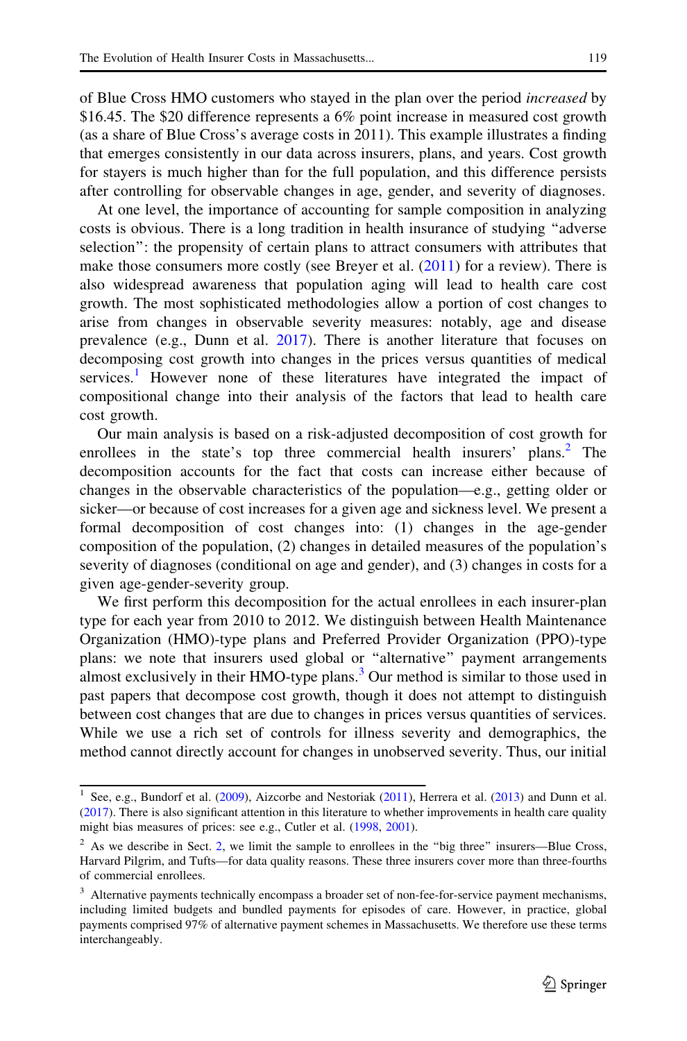of Blue Cross HMO customers who stayed in the plan over the period *increased* by $16.45. The $20 difference represents a 6% point increase in measured cost growth (as a share of Blue Cross's average costs in 2011). This example illustrates a finding that emerges consistently in our data across insurers, plans, and years. Cost growth for stayers is much higher than for the full population, and this difference persists after controlling for observable changes in age, gender, and severity of diagnoses.

At one level, the importance of accounting for sample composition in analyzing costs is obvious. There is a long tradition in health insurance of studying "adverse selection": the propensity of certain plans to attract consumers with attributes that make those consumers more costly (see Breyer et al. (2011) for a review). There is also widespread awareness that population aging will lead to health care cost growth. The most sophisticated methodologies allow a portion of cost changes to arise from changes in observable severity measures: notably, age and disease prevalence (e.g., Dunn et al. 2017). There is another literature that focuses on decomposing cost growth into changes in the prices versus quantities of medical services.[1] However none of these literatures have integrated the impact of compositional change into their analysis of the factors that lead to health care cost growth.

Our main analysis is based on a risk-adjusted decomposition of cost growth for enrollees in the state's top three commercial health insurers' plans.[2] The decomposition accounts for the fact that costs can increase either because of changes in the observable characteristics of the population—e.g., getting older or sicker—or because of cost increases for a given age and sickness level. We present a formal decomposition of cost changes into: (1) changes in the age-gender composition of the population, (2) changes in detailed measures of the population's severity of diagnoses (conditional on age and gender), and (3) changes in costs for a given age-gender-severity group.

We first perform this decomposition for the actual enrollees in each insurer-plan type for each year from 2010 to 2012. We distinguish between Health Maintenance Organization (HMO)-type plans and Preferred Provider Organization (PPO)-type plans: we note that insurers used global or "alternative" payment arrangements almost exclusively in their HMO-type plans.[3] Our method is similar to those used in past papers that decompose cost growth, though it does not attempt to distinguish between cost changes that are due to changes in prices versus quantities of services. While we use a rich set of controls for illness severity and demographics, the method cannot directly account for changes in unobserved severity. Thus, our initial

---

[1] See, e.g., Bundorf et al. (2009), Aizcorbe and Nestoriak (2011), Herrera et al. (2013) and Dunn et al. (2017). There is also significant attention in this literature to whether improvements in health care quality might bias measures of prices: see e.g., Cutler et al. (1998, 2001).

[2] As we describe in Sect. 2, we limit the sample to enrollees in the "big three" insurers—Blue Cross, Harvard Pilgrim, and Tufts—for data quality reasons. These three insurers cover more than three-fourths of commercial enrollees.

[3] Alternative payments technically encompass a broader set of non-fee-for-service payment mechanisms, including limited budgets and bundled payments for episodes of care. However, in practice, global payments comprised 97% of alternative payment schemes in Massachusetts. We therefore use these terms interchangeably.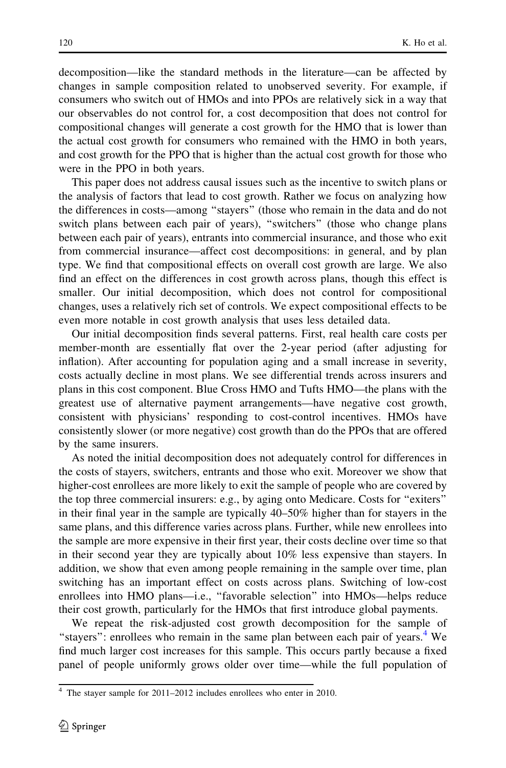decomposition—like the standard methods in the literature—can be affected by changes in sample composition related to unobserved severity. For example, if consumers who switch out of HMOs and into PPOs are relatively sick in a way that our observables do not control for, a cost decomposition that does not control for compositional changes will generate a cost growth for the HMO that is lower than the actual cost growth for consumers who remained with the HMO in both years, and cost growth for the PPO that is higher than the actual cost growth for those who were in the PPO in both years.

This paper does not address causal issues such as the incentive to switch plans or the analysis of factors that lead to cost growth. Rather we focus on analyzing how the differences in costs—among "stayers" (those who remain in the data and do not switch plans between each pair of years), "switchers" (those who change plans between each pair of years), entrants into commercial insurance, and those who exit from commercial insurance—affect cost decompositions: in general, and by plan type. We find that compositional effects on overall cost growth are large. We also find an effect on the differences in cost growth across plans, though this effect is smaller. Our initial decomposition, which does not control for compositional changes, uses a relatively rich set of controls. We expect compositional effects to be even more notable in cost growth analysis that uses less detailed data.

Our initial decomposition finds several patterns. First, real health care costs per member-month are essentially flat over the 2-year period (after adjusting for inflation). After accounting for population aging and a small increase in severity, costs actually decline in most plans. We see differential trends across insurers and plans in this cost component. Blue Cross HMO and Tufts HMO—the plans with the greatest use of alternative payment arrangements—have negative cost growth, consistent with physicians' responding to cost-control incentives. HMOs have consistently slower (or more negative) cost growth than do the PPOs that are offered by the same insurers.

As noted the initial decomposition does not adequately control for differences in the costs of stayers, switchers, entrants and those who exit. Moreover we show that higher-cost enrollees are more likely to exit the sample of people who are covered by the top three commercial insurers: e.g., by aging onto Medicare. Costs for "exiters" in their final year in the sample are typically 40–50% higher than for stayers in the same plans, and this difference varies across plans. Further, while new enrollees into the sample are more expensive in their first year, their costs decline over time so that in their second year they are typically about 10% less expensive than stayers. In addition, we show that even among people remaining in the sample over time, plan switching has an important effect on costs across plans. Switching of low-cost enrollees into HMO plans—i.e., "favorable selection" into HMOs—helps reduce their cost growth, particularly for the HMOs that first introduce global payments.

We repeat the risk-adjusted cost growth decomposition for the sample of "stayers": enrollees who remain in the same plan between each pair of years.[4] We find much larger cost increases for this sample. This occurs partly because a fixed panel of people uniformly grows older over time—while the full population of

[4] The stayer sample for 2011–2012 includes enrollees who enter in 2010.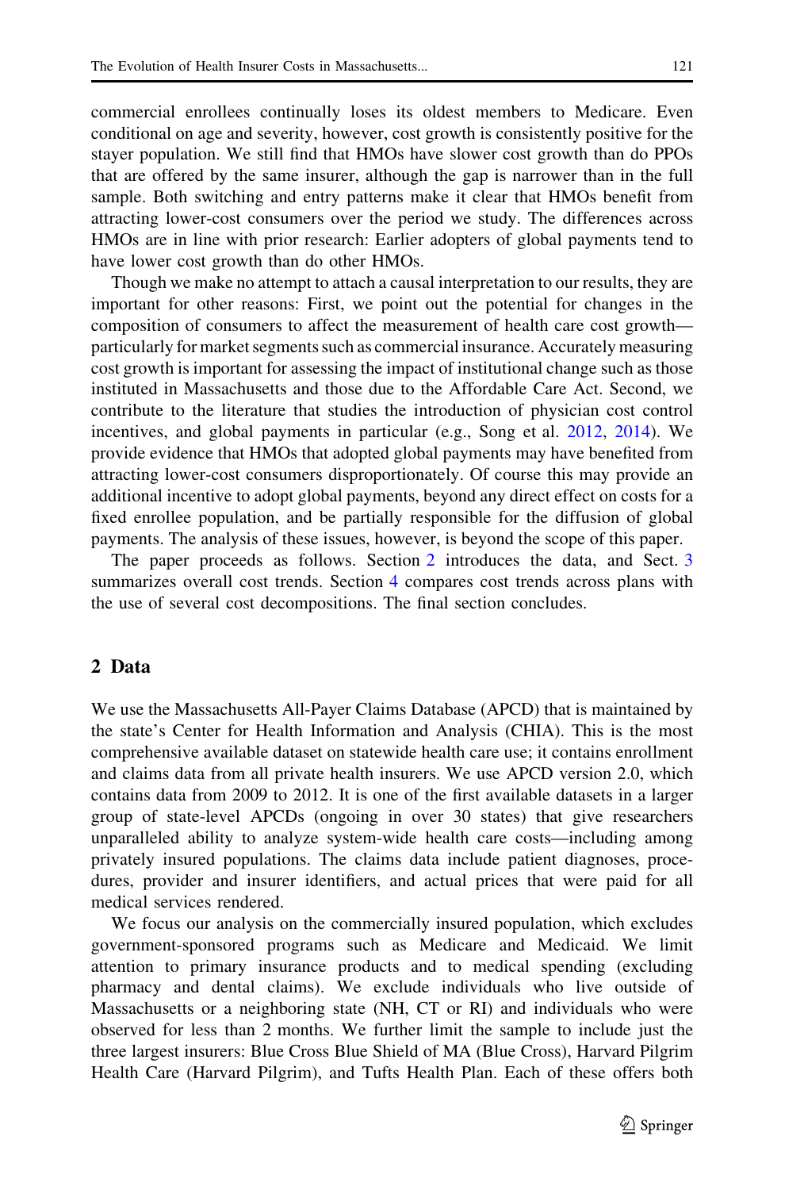commercial enrollees continually loses its oldest members to Medicare. Even conditional on age and severity, however, cost growth is consistently positive for the stayer population. We still find that HMOs have slower cost growth than do PPOs that are offered by the same insurer, although the gap is narrower than in the full sample. Both switching and entry patterns make it clear that HMOs benefit from attracting lower-cost consumers over the period we study. The differences across HMOs are in line with prior research: Earlier adopters of global payments tend to have lower cost growth than do other HMOs.

Though we make no attempt to attach a causal interpretation to our results, they are important for other reasons: First, we point out the potential for changes in the composition of consumers to affect the measurement of health care cost growth—particularly for market segments such as commercial insurance. Accurately measuring cost growth is important for assessing the impact of institutional change such as those instituted in Massachusetts and those due to the Affordable Care Act. Second, we contribute to the literature that studies the introduction of physician cost control incentives, and global payments in particular (e.g., Song et al. 2012, 2014). We provide evidence that HMOs that adopted global payments may have benefited from attracting lower-cost consumers disproportionately. Of course this may provide an additional incentive to adopt global payments, beyond any direct effect on costs for a fixed enrollee population, and be partially responsible for the diffusion of global payments. The analysis of these issues, however, is beyond the scope of this paper.

The paper proceeds as follows. Section 2 introduces the data, and Sect. 3 summarizes overall cost trends. Section 4 compares cost trends across plans with the use of several cost decompositions. The final section concludes.

## 2 Data

We use the Massachusetts All-Payer Claims Database (APCD) that is maintained by the state's Center for Health Information and Analysis (CHIA). This is the most comprehensive available dataset on statewide health care use; it contains enrollment and claims data from all private health insurers. We use APCD version 2.0, which contains data from 2009 to 2012. It is one of the first available datasets in a larger group of state-level APCDs (ongoing in over 30 states) that give researchers unparalleled ability to analyze system-wide health care costs—including among privately insured populations. The claims data include patient diagnoses, procedures, provider and insurer identifiers, and actual prices that were paid for all medical services rendered.

We focus our analysis on the commercially insured population, which excludes government-sponsored programs such as Medicare and Medicaid. We limit attention to primary insurance products and to medical spending (excluding pharmacy and dental claims). We exclude individuals who live outside of Massachusetts or a neighboring state (NH, CT or RI) and individuals who were observed for less than 2 months. We further limit the sample to include just the three largest insurers: Blue Cross Blue Shield of MA (Blue Cross), Harvard Pilgrim Health Care (Harvard Pilgrim), and Tufts Health Plan. Each of these offers both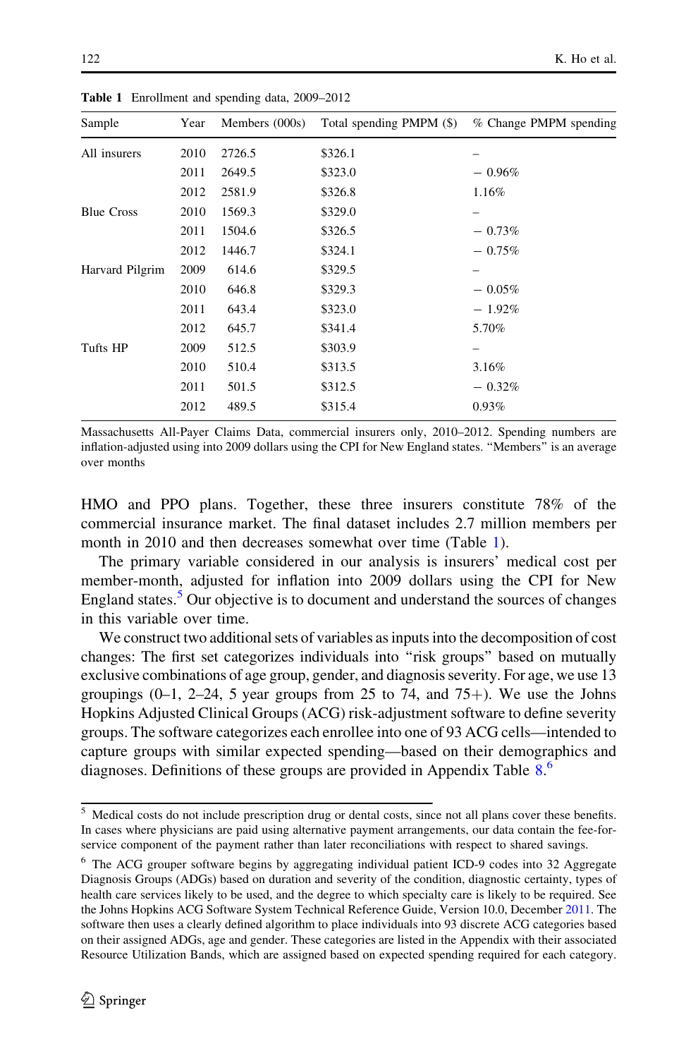**Table 1** Enrollment and spending data, 2009–2012

| Sample | Year | Members (000s) | Total spending PMPM ($) | % Change PMPM spending |
|---|---|---|---|---|
| All insurers | 2010 | 2726.5 | $326.1 | – |
| | 2011 | 2649.5 | $323.0 | − 0.96% |
| | 2012 | 2581.9 | $326.8 | 1.16% |
| Blue Cross | 2010 | 1569.3 | $329.0 | – |
| | 2011 | 1504.6 | $326.5 | − 0.73% |
| | 2012 | 1446.7 | $324.1 | − 0.75% |
| Harvard Pilgrim | 2009 | 614.6 | $329.5 | – |
| | 2010 | 646.8 | $329.3 | − 0.05% |
| | 2011 | 643.4 | $323.0 | − 1.92% |
| | 2012 | 645.7 | $341.4 | 5.70% |
| Tufts HP | 2009 | 512.5 | $303.9 | – |
| | 2010 | 510.4 | $313.5 | 3.16% |
| | 2011 | 501.5 | $312.5 | − 0.32% |
| | 2012 | 489.5 | $315.4 | 0.93% |

Massachusetts All-Payer Claims Data, commercial insurers only, 2010–2012. Spending numbers are inflation-adjusted using into 2009 dollars using the CPI for New England states. "Members" is an average over months

HMO and PPO plans. Together, these three insurers constitute 78% of the commercial insurance market. The final dataset includes 2.7 million members per month in 2010 and then decreases somewhat over time (Table 1).

The primary variable considered in our analysis is insurers' medical cost per member-month, adjusted for inflation into 2009 dollars using the CPI for New England states.[5] Our objective is to document and understand the sources of changes in this variable over time.

We construct two additional sets of variables as inputs into the decomposition of cost changes: The first set categorizes individuals into "risk groups" based on mutually exclusive combinations of age group, gender, and diagnosis severity. For age, we use 13 groupings (0–1, 2–24, 5 year groups from 25 to 74, and 75+). We use the Johns Hopkins Adjusted Clinical Groups (ACG) risk-adjustment software to define severity groups. The software categorizes each enrollee into one of 93 ACG cells—intended to capture groups with similar expected spending—based on their demographics and diagnoses. Definitions of these groups are provided in Appendix Table 8.[6]

[5] Medical costs do not include prescription drug or dental costs, since not all plans cover these benefits. In cases where physicians are paid using alternative payment arrangements, our data contain the fee-for-service component of the payment rather than later reconciliations with respect to shared savings.

[6] The ACG grouper software begins by aggregating individual patient ICD-9 codes into 32 Aggregate Diagnosis Groups (ADGs) based on duration and severity of the condition, diagnostic certainty, types of health care services likely to be used, and the degree to which specialty care is likely to be required. See the Johns Hopkins ACG Software System Technical Reference Guide, Version 10.0, December 2011. The software then uses a clearly defined algorithm to place individuals into 93 discrete ACG categories based on their assigned ADGs, age and gender. These categories are listed in the Appendix with their associated Resource Utilization Bands, which are assigned based on expected spending required for each category.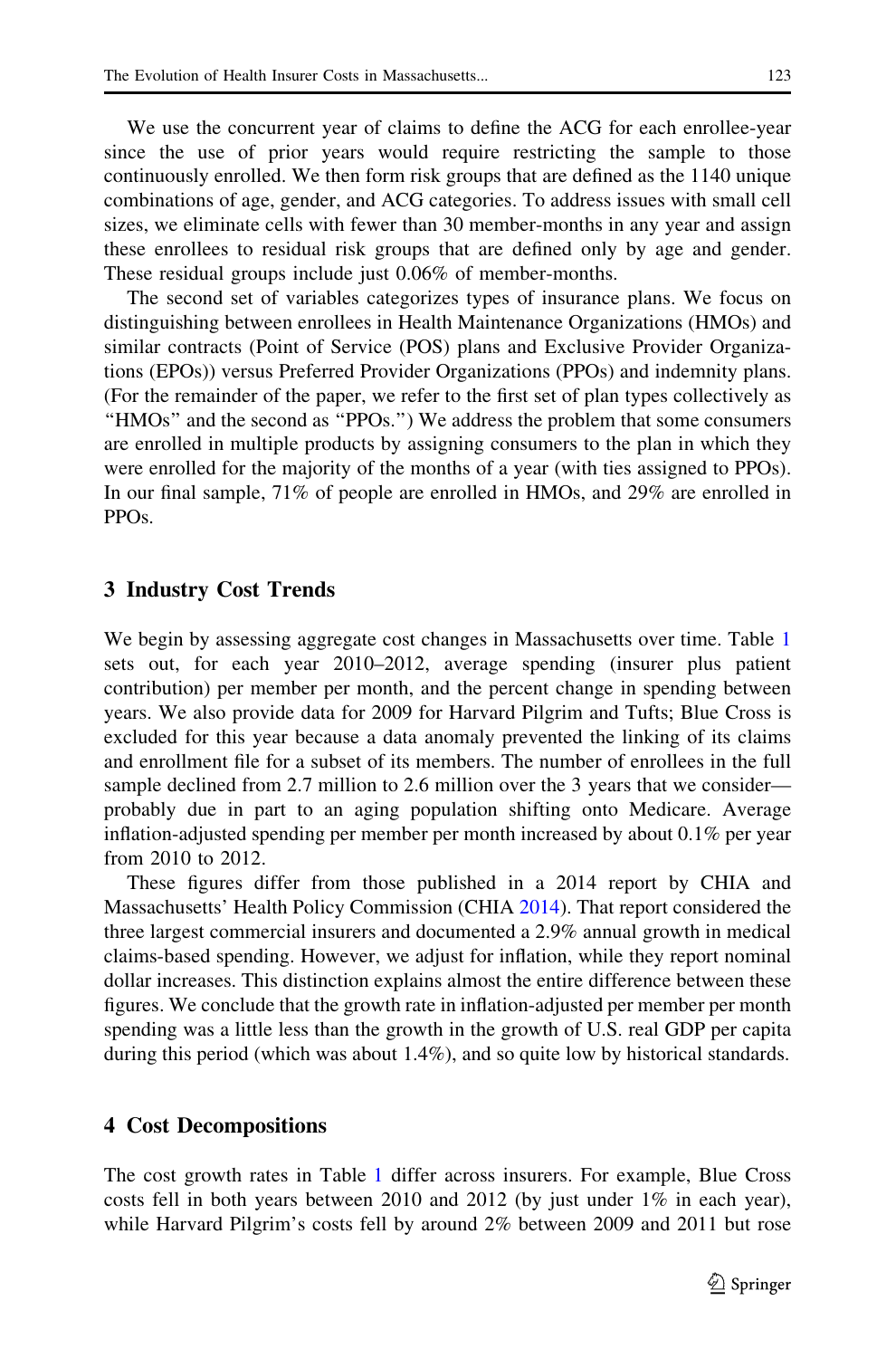We use the concurrent year of claims to define the ACG for each enrollee-year since the use of prior years would require restricting the sample to those continuously enrolled. We then form risk groups that are defined as the 1140 unique combinations of age, gender, and ACG categories. To address issues with small cell sizes, we eliminate cells with fewer than 30 member-months in any year and assign these enrollees to residual risk groups that are defined only by age and gender. These residual groups include just 0.06% of member-months.

The second set of variables categorizes types of insurance plans. We focus on distinguishing between enrollees in Health Maintenance Organizations (HMOs) and similar contracts (Point of Service (POS) plans and Exclusive Provider Organizations (EPOs)) versus Preferred Provider Organizations (PPOs) and indemnity plans. (For the remainder of the paper, we refer to the first set of plan types collectively as "HMOs" and the second as "PPOs.") We address the problem that some consumers are enrolled in multiple products by assigning consumers to the plan in which they were enrolled for the majority of the months of a year (with ties assigned to PPOs). In our final sample, 71% of people are enrolled in HMOs, and 29% are enrolled in PPOs.

## 3 Industry Cost Trends

We begin by assessing aggregate cost changes in Massachusetts over time. Table 1 sets out, for each year 2010–2012, average spending (insurer plus patient contribution) per member per month, and the percent change in spending between years. We also provide data for 2009 for Harvard Pilgrim and Tufts; Blue Cross is excluded for this year because a data anomaly prevented the linking of its claims and enrollment file for a subset of its members. The number of enrollees in the full sample declined from 2.7 million to 2.6 million over the 3 years that we consider—probably due in part to an aging population shifting onto Medicare. Average inflation-adjusted spending per member per month increased by about 0.1% per year from 2010 to 2012.

These figures differ from those published in a 2014 report by CHIA and Massachusetts' Health Policy Commission (CHIA 2014). That report considered the three largest commercial insurers and documented a 2.9% annual growth in medical claims-based spending. However, we adjust for inflation, while they report nominal dollar increases. This distinction explains almost the entire difference between these figures. We conclude that the growth rate in inflation-adjusted per member per month spending was a little less than the growth in the growth of U.S. real GDP per capita during this period (which was about 1.4%), and so quite low by historical standards.

## 4 Cost Decompositions

The cost growth rates in Table 1 differ across insurers. For example, Blue Cross costs fell in both years between 2010 and 2012 (by just under 1% in each year), while Harvard Pilgrim's costs fell by around 2% between 2009 and 2011 but rose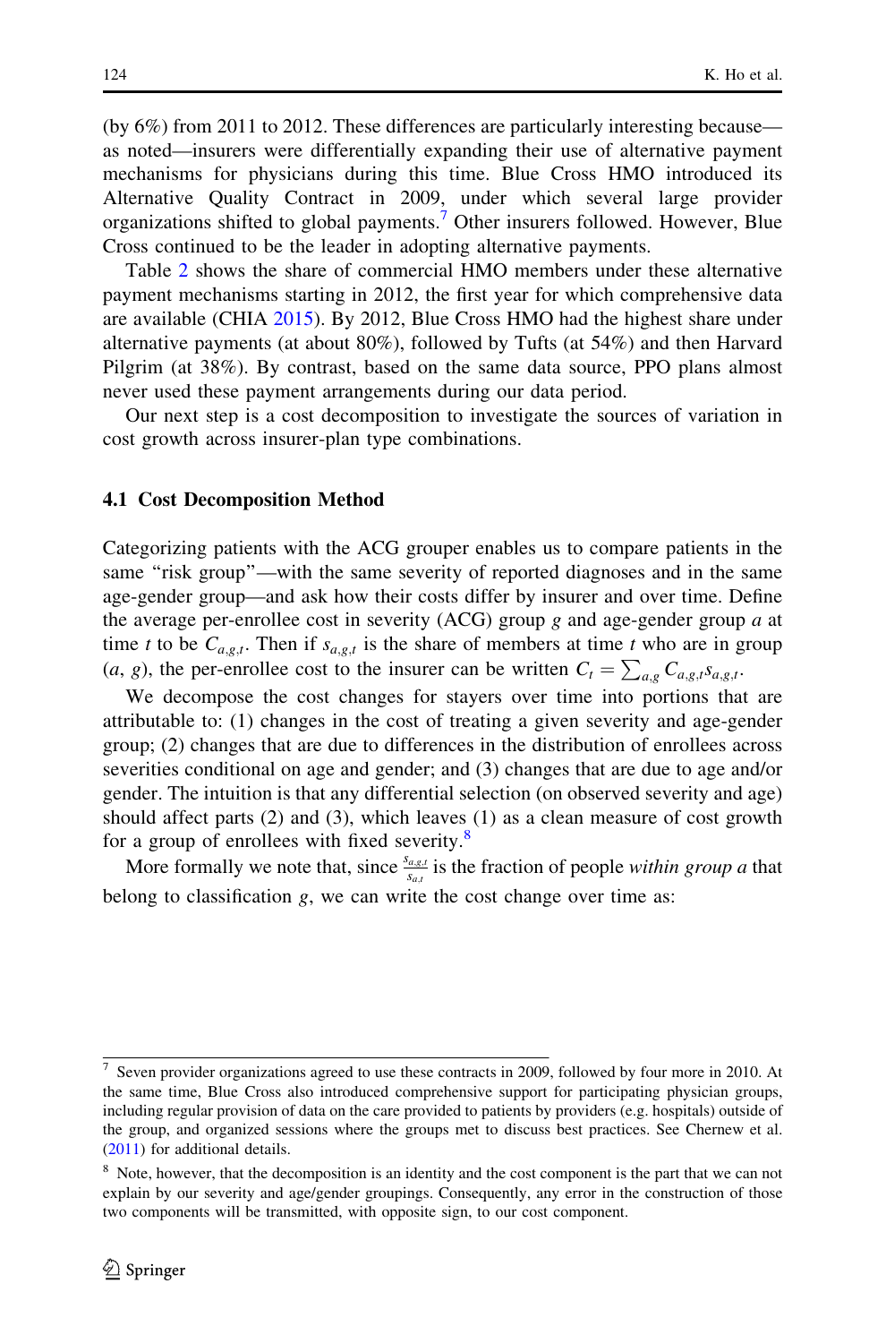(by 6%) from 2011 to 2012. These differences are particularly interesting because—as noted—insurers were differentially expanding their use of alternative payment mechanisms for physicians during this time. Blue Cross HMO introduced its Alternative Quality Contract in 2009, under which several large provider organizations shifted to global payments.[7] Other insurers followed. However, Blue Cross continued to be the leader in adopting alternative payments.

Table 2 shows the share of commercial HMO members under these alternative payment mechanisms starting in 2012, the first year for which comprehensive data are available (CHIA 2015). By 2012, Blue Cross HMO had the highest share under alternative payments (at about 80%), followed by Tufts (at 54%) and then Harvard Pilgrim (at 38%). By contrast, based on the same data source, PPO plans almost never used these payment arrangements during our data period.

Our next step is a cost decomposition to investigate the sources of variation in cost growth across insurer-plan type combinations.

### 4.1 Cost Decomposition Method

Categorizing patients with the ACG grouper enables us to compare patients in the same "risk group"—with the same severity of reported diagnoses and in the same age-gender group—and ask how their costs differ by insurer and over time. Define the average per-enrollee cost in severity (ACG) group $g$ and age-gender group $a$ at time $t$ to be $C_{a,g,t}$. Then if $s_{a,g,t}$ is the share of members at time $t$ who are in group $(a, g)$, the per-enrollee cost to the insurer can be written $C_t = \sum_{a,g} C_{a,g,t} s_{a,g,t}$.

We decompose the cost changes for stayers over time into portions that are attributable to: (1) changes in the cost of treating a given severity and age-gender group; (2) changes that are due to differences in the distribution of enrollees across severities conditional on age and gender; and (3) changes that are due to age and/or gender. The intuition is that any differential selection (on observed severity and age) should affect parts (2) and (3), which leaves (1) as a clean measure of cost growth for a group of enrollees with fixed severity.[8]

More formally we note that, since $\frac{s_{a,g,t}}{s_{a,t}}$ is the fraction of people *within group a* that belong to classification $g$, we can write the cost change over time as:

---

[7] Seven provider organizations agreed to use these contracts in 2009, followed by four more in 2010. At the same time, Blue Cross also introduced comprehensive support for participating physician groups, including regular provision of data on the care provided to patients by providers (e.g. hospitals) outside of the group, and organized sessions where the groups met to discuss best practices. See Chernew et al. (2011) for additional details.

[8] Note, however, that the decomposition is an identity and the cost component is the part that we can not explain by our severity and age/gender groupings. Consequently, any error in the construction of those two components will be transmitted, with opposite sign, to our cost component.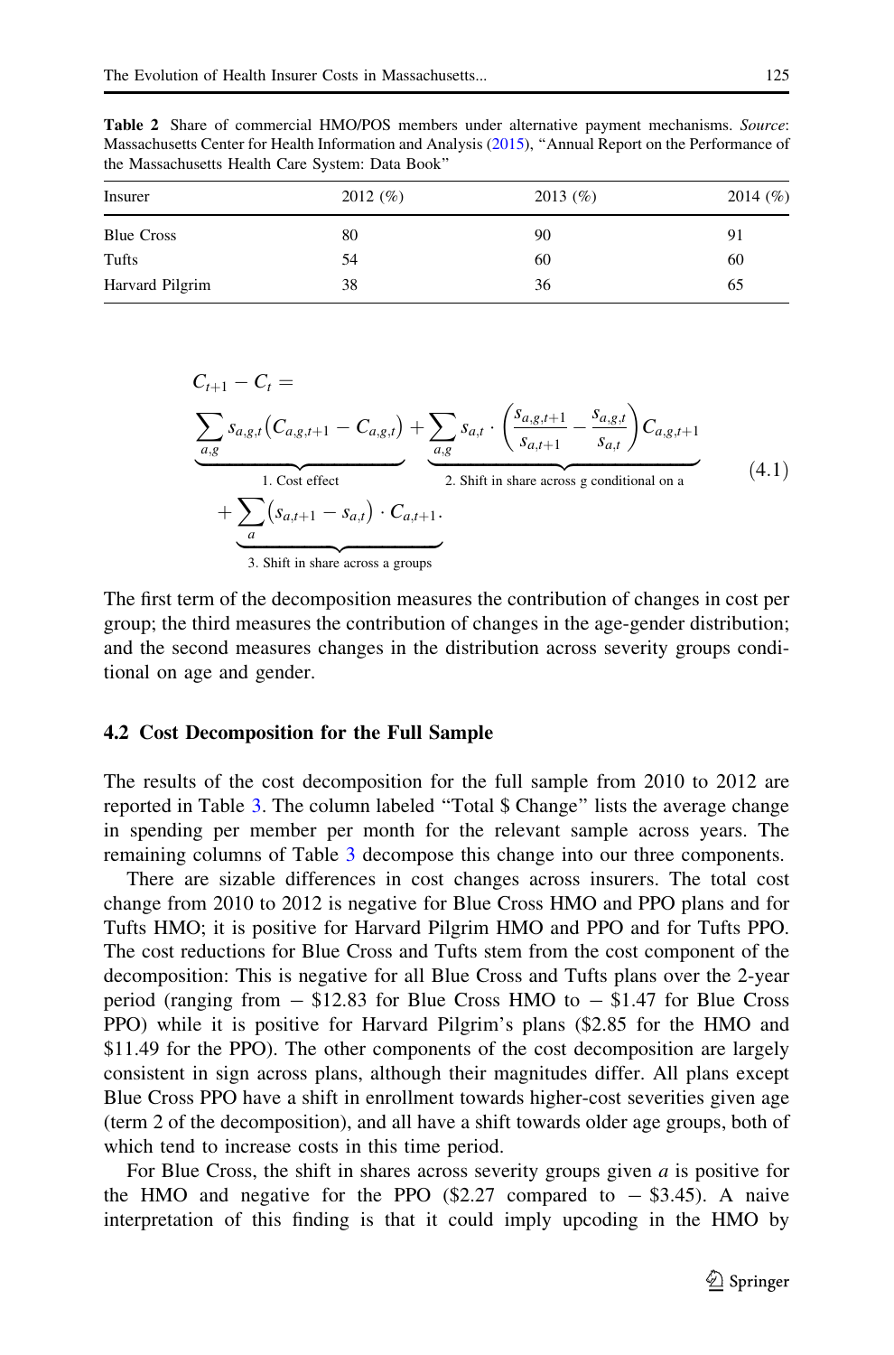**Table 2** Share of commercial HMO/POS members under alternative payment mechanisms. *Source*: Massachusetts Center for Health Information and Analysis (2015), "Annual Report on the Performance of the Massachusetts Health Care System: Data Book"

| Insurer | 2012 (%) | 2013 (%) | 2014 (%) |
|---|---|---|---|
| Blue Cross | 80 | 90 | 91 |
| Tufts | 54 | 60 | 60 |
| Harvard Pilgrim | 38 | 36 | 65 |

$$
\begin{aligned}
&C_{t+1} - C_t = \\
&\underbrace{\sum_{a,g} s_{a,g,t}\left(C_{a,g,t+1} - C_{a,g,t}\right)}_{\text{1. Cost effect}} + \underbrace{\sum_{a,g} s_{a,t} \cdot \left(\frac{s_{a,g,t+1}}{s_{a,t+1}} - \frac{s_{a,g,t}}{s_{a,t}}\right) C_{a,g,t+1}}_{\text{2. Shift in share across g conditional on a}} \\
&+ \underbrace{\sum_{a}\left(s_{a,t+1} - s_{a,t}\right) \cdot C_{a,t+1}}_{\text{3. Shift in share across a groups}}.
\end{aligned}
\tag{4.1}
$$

The first term of the decomposition measures the contribution of changes in cost per group; the third measures the contribution of changes in the age-gender distribution; and the second measures changes in the distribution across severity groups conditional on age and gender.

### 4.2 Cost Decomposition for the Full Sample

The results of the cost decomposition for the full sample from 2010 to 2012 are reported in Table 3. The column labeled "Total \$ Change" lists the average change in spending per member per month for the relevant sample across years. The remaining columns of Table 3 decompose this change into our three components.

There are sizable differences in cost changes across insurers. The total cost change from 2010 to 2012 is negative for Blue Cross HMO and PPO plans and for Tufts HMO; it is positive for Harvard Pilgrim HMO and PPO and for Tufts PPO. The cost reductions for Blue Cross and Tufts stem from the cost component of the decomposition: This is negative for all Blue Cross and Tufts plans over the 2-year period (ranging from − \$12.83 for Blue Cross HMO to − \$1.47 for Blue Cross PPO) while it is positive for Harvard Pilgrim's plans (\$2.85 for the HMO and \$11.49 for the PPO). The other components of the cost decomposition are largely consistent in sign across plans, although their magnitudes differ. All plans except Blue Cross PPO have a shift in enrollment towards higher-cost severities given age (term 2 of the decomposition), and all have a shift towards older age groups, both of which tend to increase costs in this time period.

For Blue Cross, the shift in shares across severity groups given $a$ is positive for the HMO and negative for the PPO (\$2.27 compared to − \$3.45). A naive interpretation of this finding is that it could imply upcoding in the HMO by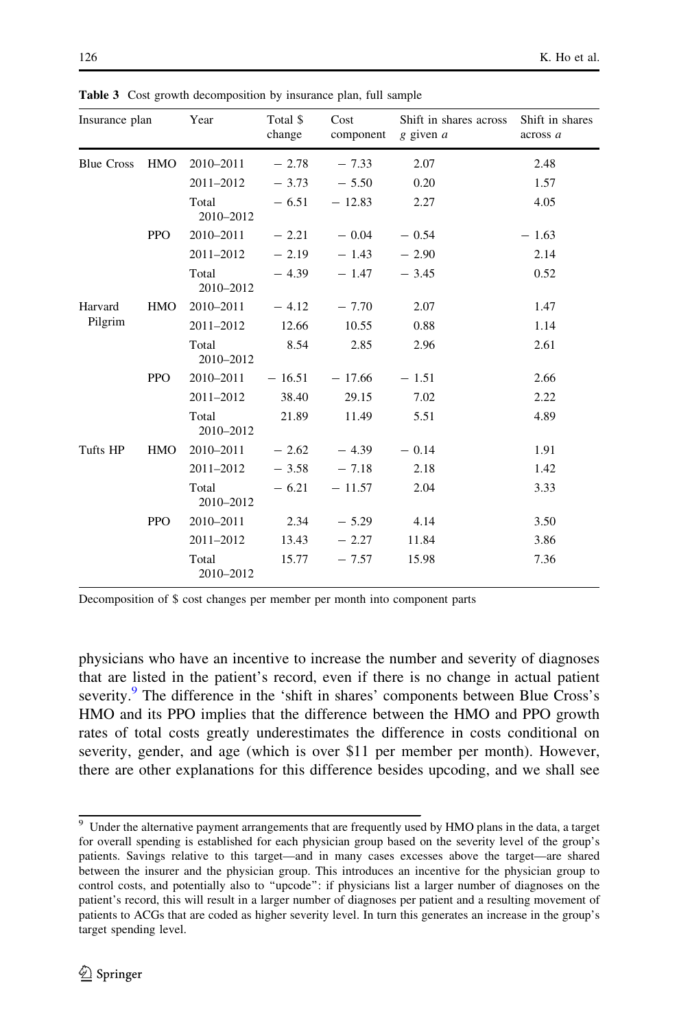**Table 3** Cost growth decomposition by insurance plan, full sample

| Insurance plan | | Year | Total $ change | Cost component | Shift in shares across $g$ given $a$ | Shift in shares across $a$ |
|---|---|---|---|---|---|---|
| Blue Cross | HMO | 2010–2011 | − 2.78 | − 7.33 | 2.07 | 2.48 |
| | | 2011–2012 | − 3.73 | − 5.50 | 0.20 | 1.57 |
| | | Total 2010–2012 | − 6.51 | − 12.83 | 2.27 | 4.05 |
| | PPO | 2010–2011 | − 2.21 | − 0.04 | − 0.54 | − 1.63 |
| | | 2011–2012 | − 2.19 | − 1.43 | − 2.90 | 2.14 |
| | | Total 2010–2012 | − 4.39 | − 1.47 | − 3.45 | 0.52 |
| Harvard Pilgrim | HMO | 2010–2011 | − 4.12 | − 7.70 | 2.07 | 1.47 |
| | | 2011–2012 | 12.66 | 10.55 | 0.88 | 1.14 |
| | | Total 2010–2012 | 8.54 | 2.85 | 2.96 | 2.61 |
| | PPO | 2010–2011 | − 16.51 | − 17.66 | − 1.51 | 2.66 |
| | | 2011–2012 | 38.40 | 29.15 | 7.02 | 2.22 |
| | | Total 2010–2012 | 21.89 | 11.49 | 5.51 | 4.89 |
| Tufts HP | HMO | 2010–2011 | − 2.62 | − 4.39 | − 0.14 | 1.91 |
| | | 2011–2012 | − 3.58 | − 7.18 | 2.18 | 1.42 |
| | | Total 2010–2012 | − 6.21 | − 11.57 | 2.04 | 3.33 |
| | PPO | 2010–2011 | 2.34 | − 5.29 | 4.14 | 3.50 |
| | | 2011–2012 | 13.43 | − 2.27 | 11.84 | 3.86 |
| | | Total 2010–2012 | 15.77 | − 7.57 | 15.98 | 7.36 |

Decomposition of $ cost changes per member per month into component parts

physicians who have an incentive to increase the number and severity of diagnoses that are listed in the patient's record, even if there is no change in actual patient severity.[9] The difference in the 'shift in shares' components between Blue Cross's HMO and its PPO implies that the difference between the HMO and PPO growth rates of total costs greatly underestimates the difference in costs conditional on severity, gender, and age (which is over $11 per member per month). However, there are other explanations for this difference besides upcoding, and we shall see

[9] Under the alternative payment arrangements that are frequently used by HMO plans in the data, a target for overall spending is established for each physician group based on the severity level of the group's patients. Savings relative to this target—and in many cases excesses above the target—are shared between the insurer and the physician group. This introduces an incentive for the physician group to control costs, and potentially also to "upcode": if physicians list a larger number of diagnoses on the patient's record, this will result in a larger number of diagnoses per patient and a resulting movement of patients to ACGs that are coded as higher severity level. In turn this generates an increase in the group's target spending level.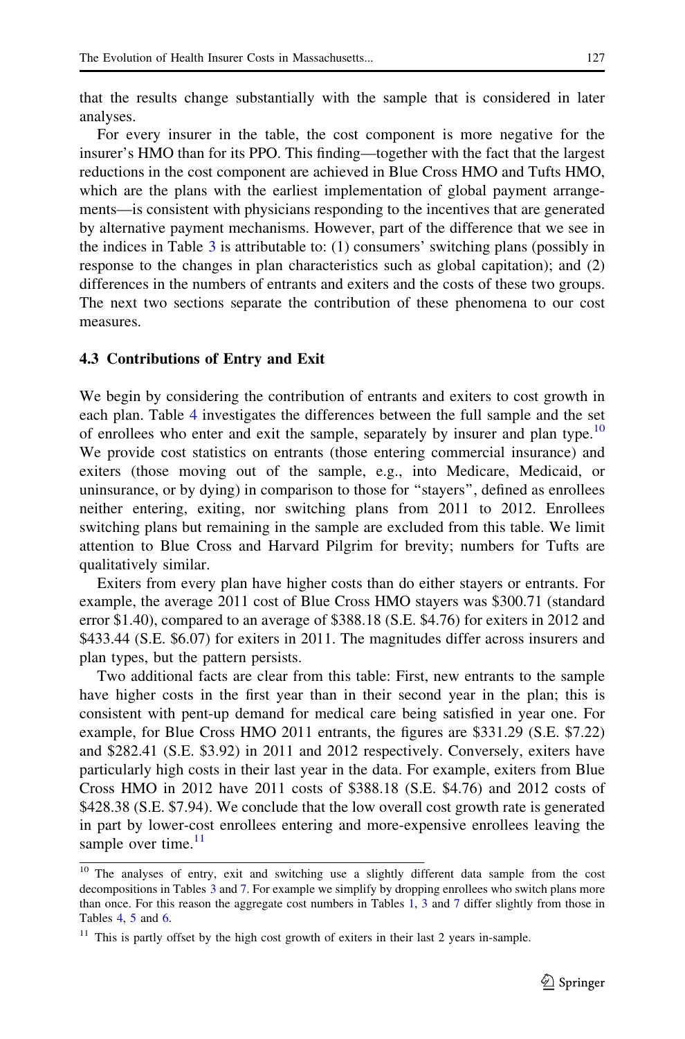that the results change substantially with the sample that is considered in later analyses.

For every insurer in the table, the cost component is more negative for the insurer's HMO than for its PPO. This finding—together with the fact that the largest reductions in the cost component are achieved in Blue Cross HMO and Tufts HMO, which are the plans with the earliest implementation of global payment arrangements—is consistent with physicians responding to the incentives that are generated by alternative payment mechanisms. However, part of the difference that we see in the indices in Table 3 is attributable to: (1) consumers' switching plans (possibly in response to the changes in plan characteristics such as global capitation); and (2) differences in the numbers of entrants and exiters and the costs of these two groups. The next two sections separate the contribution of these phenomena to our cost measures.

### 4.3 Contributions of Entry and Exit

We begin by considering the contribution of entrants and exiters to cost growth in each plan. Table 4 investigates the differences between the full sample and the set of enrollees who enter and exit the sample, separately by insurer and plan type.[10] We provide cost statistics on entrants (those entering commercial insurance) and exiters (those moving out of the sample, e.g., into Medicare, Medicaid, or uninsurance, or by dying) in comparison to those for "stayers", defined as enrollees neither entering, exiting, nor switching plans from 2011 to 2012. Enrollees switching plans but remaining in the sample are excluded from this table. We limit attention to Blue Cross and Harvard Pilgrim for brevity; numbers for Tufts are qualitatively similar.

Exiters from every plan have higher costs than do either stayers or entrants. For example, the average 2011 cost of Blue Cross HMO stayers was \$300.71 (standard error \$1.40), compared to an average of \$388.18 (S.E. \$4.76) for exiters in 2012 and \$433.44 (S.E. \$6.07) for exiters in 2011. The magnitudes differ across insurers and plan types, but the pattern persists.

Two additional facts are clear from this table: First, new entrants to the sample have higher costs in the first year than in their second year in the plan; this is consistent with pent-up demand for medical care being satisfied in year one. For example, for Blue Cross HMO 2011 entrants, the figures are \$331.29 (S.E. \$7.22) and \$282.41 (S.E. \$3.92) in 2011 and 2012 respectively. Conversely, exiters have particularly high costs in their last year in the data. For example, exiters from Blue Cross HMO in 2012 have 2011 costs of \$388.18 (S.E. \$4.76) and 2012 costs of \$428.38 (S.E. \$7.94). We conclude that the low overall cost growth rate is generated in part by lower-cost enrollees entering and more-expensive enrollees leaving the sample over time.[11]

---

[10] The analyses of entry, exit and switching use a slightly different data sample from the cost decompositions in Tables 3 and 7. For example we simplify by dropping enrollees who switch plans more than once. For this reason the aggregate cost numbers in Tables 1, 3 and 7 differ slightly from those in Tables 4, 5 and 6.

[11] This is partly offset by the high cost growth of exiters in their last 2 years in-sample.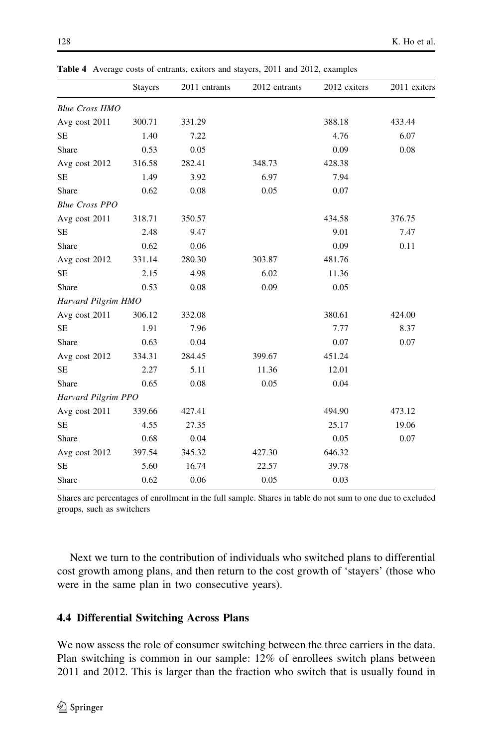**Table 4** Average costs of entrants, exitors and stayers, 2011 and 2012, examples

| | Stayers | 2011 entrants | 2012 entrants | 2012 exiters | 2011 exiters |
|---|---|---|---|---|---|
| *Blue Cross HMO* | | | | | |
| Avg cost 2011 | 300.71 | 331.29 | | 388.18 | 433.44 |
| SE | 1.40 | 7.22 | | 4.76 | 6.07 |
| Share | 0.53 | 0.05 | | 0.09 | 0.08 |
| Avg cost 2012 | 316.58 | 282.41 | 348.73 | 428.38 | |
| SE | 1.49 | 3.92 | 6.97 | 7.94 | |
| Share | 0.62 | 0.08 | 0.05 | 0.07 | |
| *Blue Cross PPO* | | | | | |
| Avg cost 2011 | 318.71 | 350.57 | | 434.58 | 376.75 |
| SE | 2.48 | 9.47 | | 9.01 | 7.47 |
| Share | 0.62 | 0.06 | | 0.09 | 0.11 |
| Avg cost 2012 | 331.14 | 280.30 | 303.87 | 481.76 | |
| SE | 2.15 | 4.98 | 6.02 | 11.36 | |
| Share | 0.53 | 0.08 | 0.09 | 0.05 | |
| *Harvard Pilgrim HMO* | | | | | |
| Avg cost 2011 | 306.12 | 332.08 | | 380.61 | 424.00 |
| SE | 1.91 | 7.96 | | 7.77 | 8.37 |
| Share | 0.63 | 0.04 | | 0.07 | 0.07 |
| Avg cost 2012 | 334.31 | 284.45 | 399.67 | 451.24 | |
| SE | 2.27 | 5.11 | 11.36 | 12.01 | |
| Share | 0.65 | 0.08 | 0.05 | 0.04 | |
| *Harvard Pilgrim PPO* | | | | | |
| Avg cost 2011 | 339.66 | 427.41 | | 494.90 | 473.12 |
| SE | 4.55 | 27.35 | | 25.17 | 19.06 |
| Share | 0.68 | 0.04 | | 0.05 | 0.07 |
| Avg cost 2012 | 397.54 | 345.32 | 427.30 | 646.32 | |
| SE | 5.60 | 16.74 | 22.57 | 39.78 | |
| Share | 0.62 | 0.06 | 0.05 | 0.03 | |

Shares are percentages of enrollment in the full sample. Shares in table do not sum to one due to excluded groups, such as switchers

Next we turn to the contribution of individuals who switched plans to differential cost growth among plans, and then return to the cost growth of 'stayers' (those who were in the same plan in two consecutive years).

### 4.4 Differential Switching Across Plans

We now assess the role of consumer switching between the three carriers in the data. Plan switching is common in our sample: 12% of enrollees switch plans between 2011 and 2012. This is larger than the fraction who switch that is usually found in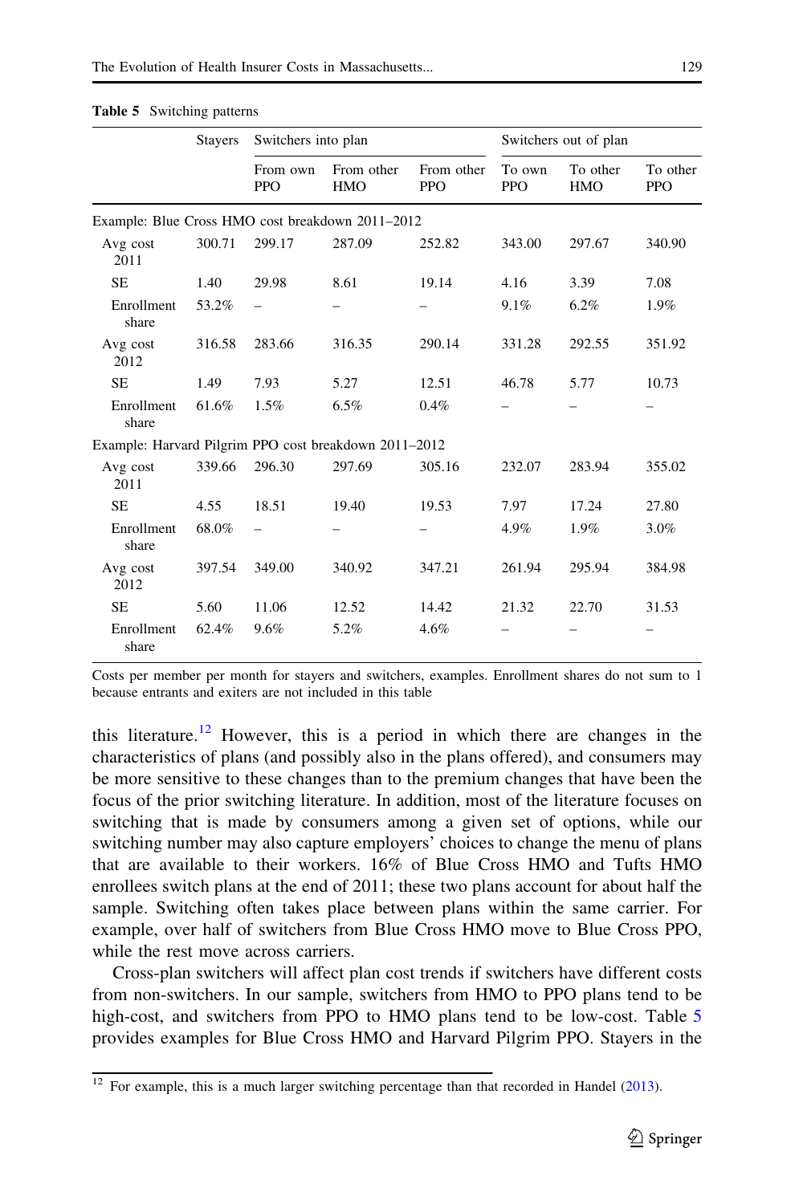**Table 5** Switching patterns

| | Stayers | Switchers into plan | | | Switchers out of plan | | |
|---|---|---|---|---|---|---|---|
| | | From own PPO | From other HMO | From other PPO | To own PPO | To other HMO | To other PPO |
| *Example: Blue Cross HMO cost breakdown 2011–2012* | | | | | | | |
| Avg cost 2011 | 300.71 | 299.17 | 287.09 | 252.82 | 343.00 | 297.67 | 340.90 |
| SE | 1.40 | 29.98 | 8.61 | 19.14 | 4.16 | 3.39 | 7.08 |
| Enrollment share | 53.2% | – | – | – | 9.1% | 6.2% | 1.9% |
| Avg cost 2012 | 316.58 | 283.66 | 316.35 | 290.14 | 331.28 | 292.55 | 351.92 |
| SE | 1.49 | 7.93 | 5.27 | 12.51 | 46.78 | 5.77 | 10.73 |
| Enrollment share | 61.6% | 1.5% | 6.5% | 0.4% | – | – | – |
| *Example: Harvard Pilgrim PPO cost breakdown 2011–2012* | | | | | | | |
| Avg cost 2011 | 339.66 | 296.30 | 297.69 | 305.16 | 232.07 | 283.94 | 355.02 |
| SE | 4.55 | 18.51 | 19.40 | 19.53 | 7.97 | 17.24 | 27.80 |
| Enrollment share | 68.0% | – | – | – | 4.9% | 1.9% | 3.0% |
| Avg cost 2012 | 397.54 | 349.00 | 340.92 | 347.21 | 261.94 | 295.94 | 384.98 |
| SE | 5.60 | 11.06 | 12.52 | 14.42 | 21.32 | 22.70 | 31.53 |
| Enrollment share | 62.4% | 9.6% | 5.2% | 4.6% | – | – | – |

Costs per member per month for stayers and switchers, examples. Enrollment shares do not sum to 1 because entrants and exiters are not included in this table

this literature.[12] However, this is a period in which there are changes in the characteristics of plans (and possibly also in the plans offered), and consumers may be more sensitive to these changes than to the premium changes that have been the focus of the prior switching literature. In addition, most of the literature focuses on switching that is made by consumers among a given set of options, while our switching number may also capture employers' choices to change the menu of plans that are available to their workers. 16% of Blue Cross HMO and Tufts HMO enrollees switch plans at the end of 2011; these two plans account for about half the sample. Switching often takes place between plans within the same carrier. For example, over half of switchers from Blue Cross HMO move to Blue Cross PPO, while the rest move across carriers.

Cross-plan switchers will affect plan cost trends if switchers have different costs from non-switchers. In our sample, switchers from HMO to PPO plans tend to be high-cost, and switchers from PPO to HMO plans tend to be low-cost. Table 5 provides examples for Blue Cross HMO and Harvard Pilgrim PPO. Stayers in the

[12] For example, this is a much larger switching percentage than that recorded in Handel (2013).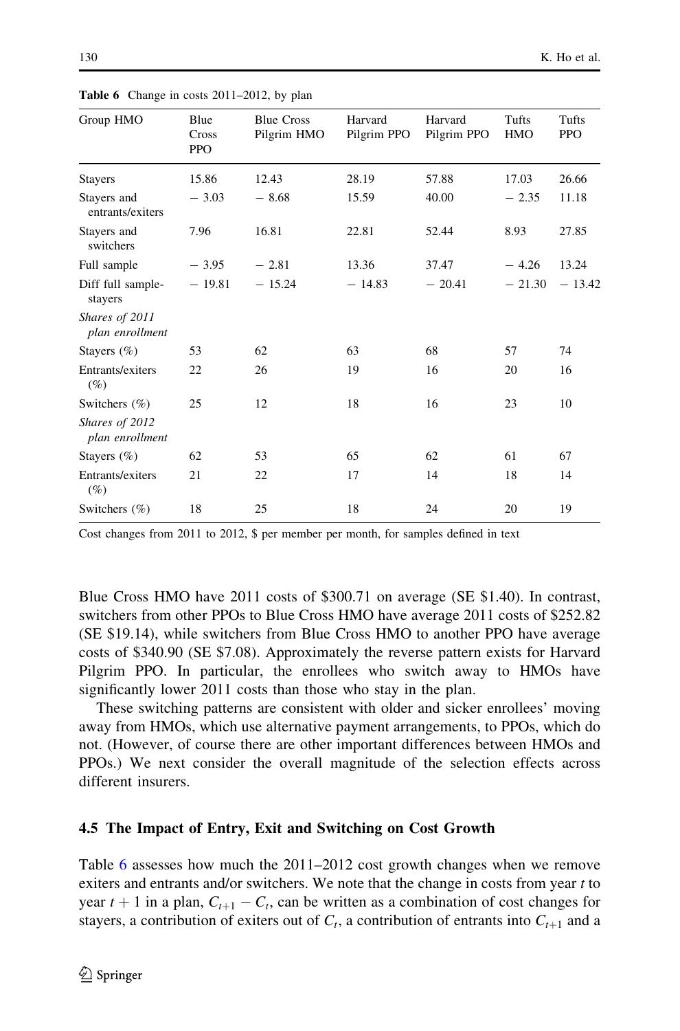**Table 6** Change in costs 2011–2012, by plan

| Group HMO | Blue Cross PPO | Blue Cross Pilgrim HMO | Harvard Pilgrim PPO | Harvard Pilgrim PPO | Tufts HMO | Tufts PPO |
|---|---|---|---|---|---|---|
| Stayers | 15.86 | 12.43 | 28.19 | 57.88 | 17.03 | 26.66 |
| Stayers and entrants/exiters | − 3.03 | − 8.68 | 15.59 | 40.00 | − 2.35 | 11.18 |
| Stayers and switchers | 7.96 | 16.81 | 22.81 | 52.44 | 8.93 | 27.85 |
| Full sample | − 3.95 | − 2.81 | 13.36 | 37.47 | − 4.26 | 13.24 |
| Diff full sample-stayers | − 19.81 | − 15.24 | − 14.83 | − 20.41 | − 21.30 | − 13.42 |
| *Shares of 2011 plan enrollment* | | | | | | |
| Stayers (%) | 53 | 62 | 63 | 68 | 57 | 74 |
| Entrants/exiters (%) | 22 | 26 | 19 | 16 | 20 | 16 |
| Switchers (%) | 25 | 12 | 18 | 16 | 23 | 10 |
| *Shares of 2012 plan enrollment* | | | | | | |
| Stayers (%) | 62 | 53 | 65 | 62 | 61 | 67 |
| Entrants/exiters (%) | 21 | 22 | 17 | 14 | 18 | 14 |
| Switchers (%) | 18 | 25 | 18 | 24 | 20 | 19 |

Cost changes from 2011 to 2012, $ per member per month, for samples defined in text

Blue Cross HMO have 2011 costs of $300.71 on average (SE $1.40). In contrast, switchers from other PPOs to Blue Cross HMO have average 2011 costs of $252.82 (SE $19.14), while switchers from Blue Cross HMO to another PPO have average costs of $340.90 (SE $7.08). Approximately the reverse pattern exists for Harvard Pilgrim PPO. In particular, the enrollees who switch away to HMOs have significantly lower 2011 costs than those who stay in the plan.

These switching patterns are consistent with older and sicker enrollees' moving away from HMOs, which use alternative payment arrangements, to PPOs, which do not. (However, of course there are other important differences between HMOs and PPOs.) We next consider the overall magnitude of the selection effects across different insurers.

### 4.5 The Impact of Entry, Exit and Switching on Cost Growth

Table 6 assesses how much the 2011–2012 cost growth changes when we remove exiters and entrants and/or switchers. We note that the change in costs from year $t$ to year $t+1$ in a plan, $C_{t+1} - C_t$, can be written as a combination of cost changes for stayers, a contribution of exiters out of $C_t$, a contribution of entrants into $C_{t+1}$ and a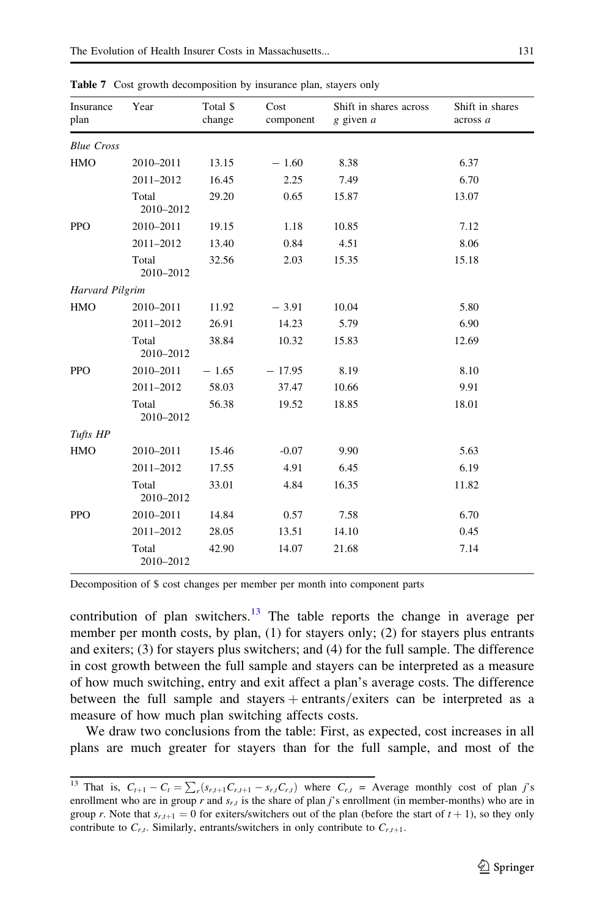**Table 7** Cost growth decomposition by insurance plan, stayers only

| Insurance plan | Year | Total $ change | Cost component | Shift in shares across *g* given *a* | Shift in shares across *a* |
|---|---|---|---|---|---|
| *Blue Cross* | | | | | |
| HMO | 2010–2011 | 13.15 | − 1.60 | 8.38 | 6.37 |
| | 2011–2012 | 16.45 | 2.25 | 7.49 | 6.70 |
| | Total 2010–2012 | 29.20 | 0.65 | 15.87 | 13.07 |
| PPO | 2010–2011 | 19.15 | 1.18 | 10.85 | 7.12 |
| | 2011–2012 | 13.40 | 0.84 | 4.51 | 8.06 |
| | Total 2010–2012 | 32.56 | 2.03 | 15.35 | 15.18 |
| *Harvard Pilgrim* | | | | | |
| HMO | 2010–2011 | 11.92 | − 3.91 | 10.04 | 5.80 |
| | 2011–2012 | 26.91 | 14.23 | 5.79 | 6.90 |
| | Total 2010–2012 | 38.84 | 10.32 | 15.83 | 12.69 |
| PPO | 2010–2011 | − 1.65 | − 17.95 | 8.19 | 8.10 |
| | 2011–2012 | 58.03 | 37.47 | 10.66 | 9.91 |
| | Total 2010–2012 | 56.38 | 19.52 | 18.85 | 18.01 |
| *Tufts HP* | | | | | |
| HMO | 2010–2011 | 15.46 | -0.07 | 9.90 | 5.63 |
| | 2011–2012 | 17.55 | 4.91 | 6.45 | 6.19 |
| | Total 2010–2012 | 33.01 | 4.84 | 16.35 | 11.82 |
| PPO | 2010–2011 | 14.84 | 0.57 | 7.58 | 6.70 |
| | 2011–2012 | 28.05 | 13.51 | 14.10 | 0.45 |
| | Total 2010–2012 | 42.90 | 14.07 | 21.68 | 7.14 |

Decomposition of $ cost changes per member per month into component parts

contribution of plan switchers.[13] The table reports the change in average per member per month costs, by plan, (1) for stayers only; (2) for stayers plus entrants and exiters; (3) for stayers plus switchers; and (4) for the full sample. The difference in cost growth between the full sample and stayers can be interpreted as a measure of how much switching, entry and exit affect a plan's average costs. The difference between the full sample and stayers + entrants/exiters can be interpreted as a measure of how much plan switching affects costs.

We draw two conclusions from the table: First, as expected, cost increases in all plans are much greater for stayers than for the full sample, and most of the

[13] That is, $C_{t+1} - C_t = \sum_r (s_{r,t+1}C_{r,t+1} - s_{r,t}C_{r,t})$ where $C_{r,t}$ = Average monthly cost of plan *j*'s enrollment who are in group *r* and $s_{r,t}$ is the share of plan *j*'s enrollment (in member-months) who are in group *r*. Note that $s_{r,t+1} = 0$ for exiters/switchers out of the plan (before the start of $t + 1$), so they only contribute to $C_{r,t}$. Similarly, entrants/switchers in only contribute to $C_{r,t+1}$.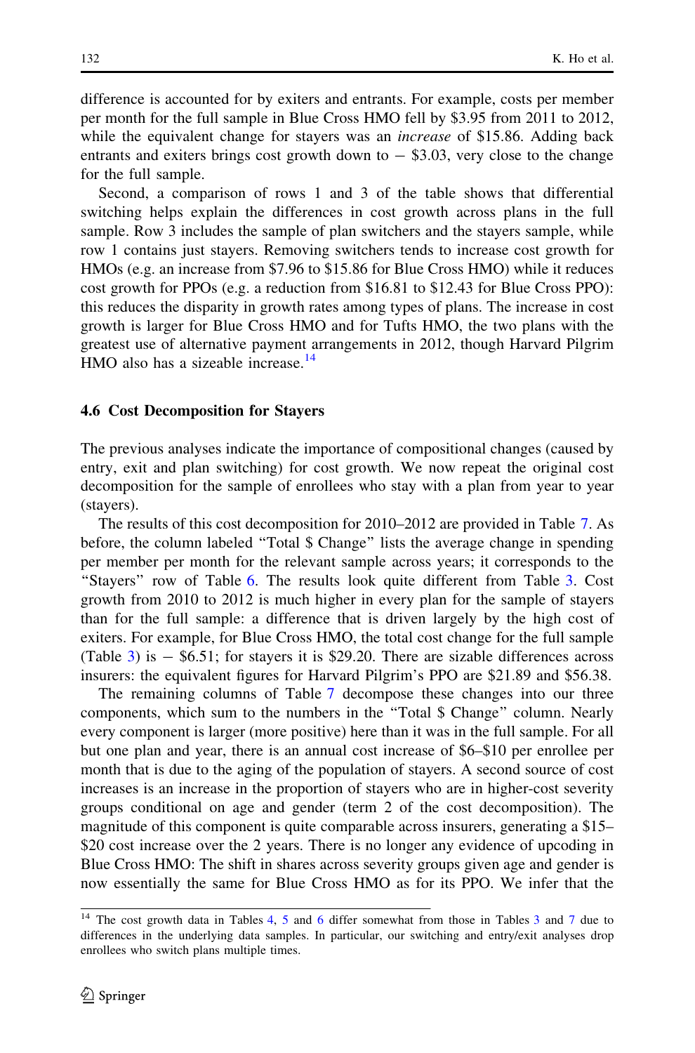difference is accounted for by exiters and entrants. For example, costs per member per month for the full sample in Blue Cross HMO fell by $3.95 from 2011 to 2012, while the equivalent change for stayers was an *increase* of $15.86. Adding back entrants and exiters brings cost growth down to − $3.03, very close to the change for the full sample.

Second, a comparison of rows 1 and 3 of the table shows that differential switching helps explain the differences in cost growth across plans in the full sample. Row 3 includes the sample of plan switchers and the stayers sample, while row 1 contains just stayers. Removing switchers tends to increase cost growth for HMOs (e.g. an increase from $7.96 to $15.86 for Blue Cross HMO) while it reduces cost growth for PPOs (e.g. a reduction from $16.81 to $12.43 for Blue Cross PPO): this reduces the disparity in growth rates among types of plans. The increase in cost growth is larger for Blue Cross HMO and for Tufts HMO, the two plans with the greatest use of alternative payment arrangements in 2012, though Harvard Pilgrim HMO also has a sizeable increase.[14]

### 4.6 Cost Decomposition for Stayers

The previous analyses indicate the importance of compositional changes (caused by entry, exit and plan switching) for cost growth. We now repeat the original cost decomposition for the sample of enrollees who stay with a plan from year to year (stayers).

The results of this cost decomposition for 2010–2012 are provided in Table 7. As before, the column labeled "Total $ Change" lists the average change in spending per member per month for the relevant sample across years; it corresponds to the "Stayers" row of Table 6. The results look quite different from Table 3. Cost growth from 2010 to 2012 is much higher in every plan for the sample of stayers than for the full sample: a difference that is driven largely by the high cost of exiters. For example, for Blue Cross HMO, the total cost change for the full sample (Table 3) is − $6.51; for stayers it is $29.20. There are sizable differences across insurers: the equivalent figures for Harvard Pilgrim's PPO are $21.89 and $56.38.

The remaining columns of Table 7 decompose these changes into our three components, which sum to the numbers in the "Total $ Change" column. Nearly every component is larger (more positive) here than it was in the full sample. For all but one plan and year, there is an annual cost increase of $6–$10 per enrollee per month that is due to the aging of the population of stayers. A second source of cost increases is an increase in the proportion of stayers who are in higher-cost severity groups conditional on age and gender (term 2 of the cost decomposition). The magnitude of this component is quite comparable across insurers, generating a $15–$20 cost increase over the 2 years. There is no longer any evidence of upcoding in Blue Cross HMO: The shift in shares across severity groups given age and gender is now essentially the same for Blue Cross HMO as for its PPO. We infer that the

[14] The cost growth data in Tables 4, 5 and 6 differ somewhat from those in Tables 3 and 7 due to differences in the underlying data samples. In particular, our switching and entry/exit analyses drop enrollees who switch plans multiple times.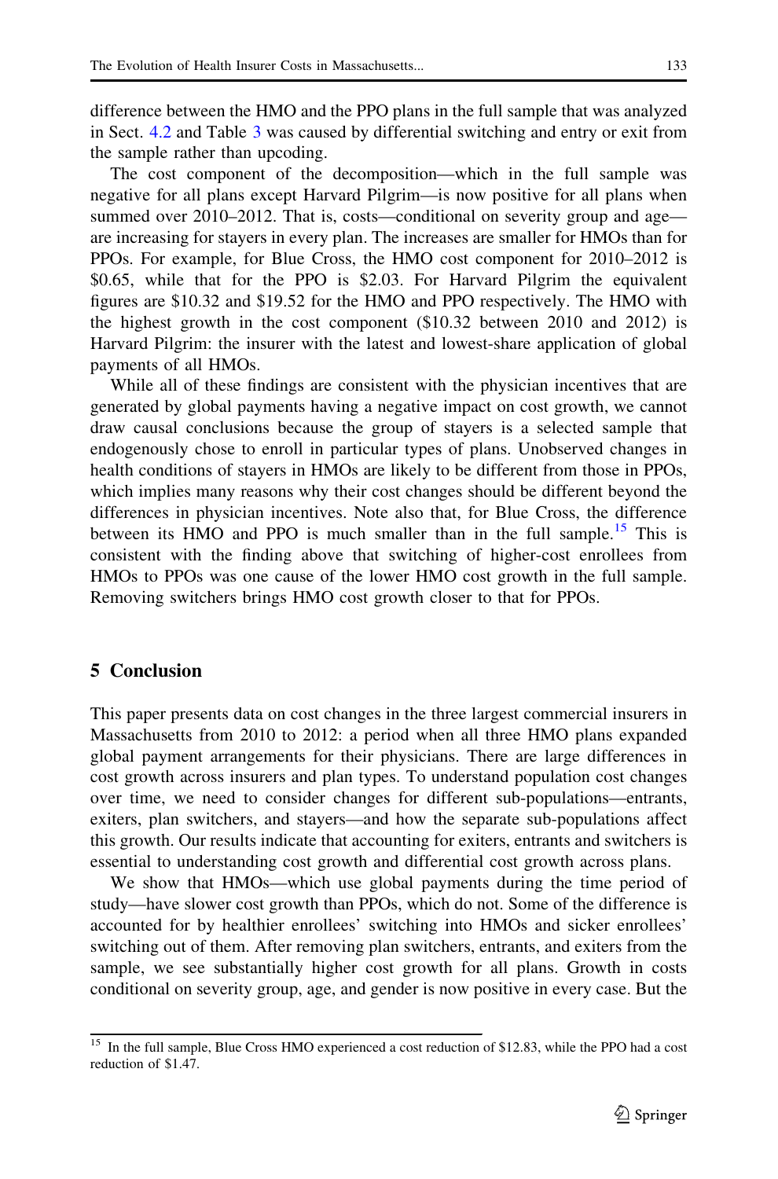difference between the HMO and the PPO plans in the full sample that was analyzed in Sect. 4.2 and Table 3 was caused by differential switching and entry or exit from the sample rather than upcoding.

The cost component of the decomposition—which in the full sample was negative for all plans except Harvard Pilgrim—is now positive for all plans when summed over 2010–2012. That is, costs—conditional on severity group and age—are increasing for stayers in every plan. The increases are smaller for HMOs than for PPOs. For example, for Blue Cross, the HMO cost component for 2010–2012 is \$0.65, while that for the PPO is \$2.03. For Harvard Pilgrim the equivalent figures are \$10.32 and \$19.52 for the HMO and PPO respectively. The HMO with the highest growth in the cost component (\$10.32 between 2010 and 2012) is Harvard Pilgrim: the insurer with the latest and lowest-share application of global payments of all HMOs.

While all of these findings are consistent with the physician incentives that are generated by global payments having a negative impact on cost growth, we cannot draw causal conclusions because the group of stayers is a selected sample that endogenously chose to enroll in particular types of plans. Unobserved changes in health conditions of stayers in HMOs are likely to be different from those in PPOs, which implies many reasons why their cost changes should be different beyond the differences in physician incentives. Note also that, for Blue Cross, the difference between its HMO and PPO is much smaller than in the full sample.[15] This is consistent with the finding above that switching of higher-cost enrollees from HMOs to PPOs was one cause of the lower HMO cost growth in the full sample. Removing switchers brings HMO cost growth closer to that for PPOs.

## 5 Conclusion

This paper presents data on cost changes in the three largest commercial insurers in Massachusetts from 2010 to 2012: a period when all three HMO plans expanded global payment arrangements for their physicians. There are large differences in cost growth across insurers and plan types. To understand population cost changes over time, we need to consider changes for different sub-populations—entrants, exiters, plan switchers, and stayers—and how the separate sub-populations affect this growth. Our results indicate that accounting for exiters, entrants and switchers is essential to understanding cost growth and differential cost growth across plans.

We show that HMOs—which use global payments during the time period of study—have slower cost growth than PPOs, which do not. Some of the difference is accounted for by healthier enrollees' switching into HMOs and sicker enrollees' switching out of them. After removing plan switchers, entrants, and exiters from the sample, we see substantially higher cost growth for all plans. Growth in costs conditional on severity group, age, and gender is now positive in every case. But the

[15] In the full sample, Blue Cross HMO experienced a cost reduction of \$12.83, while the PPO had a cost reduction of \$1.47.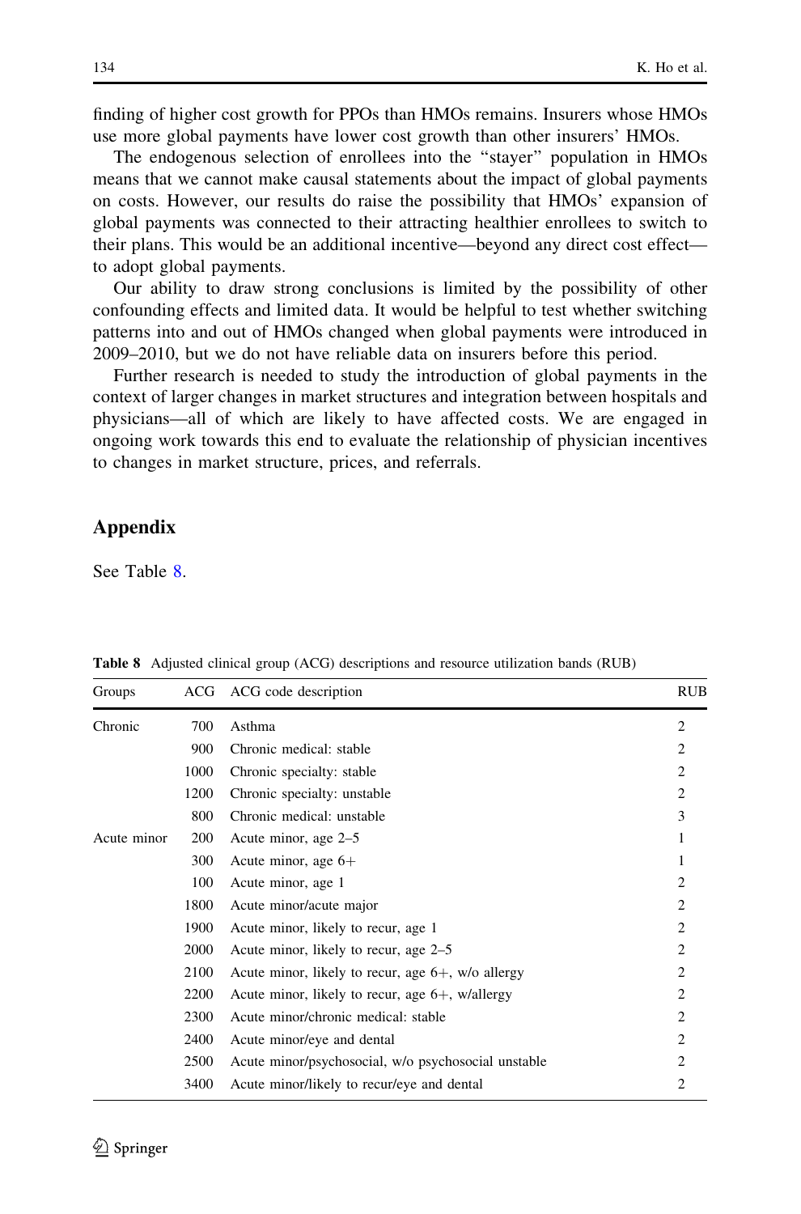finding of higher cost growth for PPOs than HMOs remains. Insurers whose HMOs use more global payments have lower cost growth than other insurers' HMOs.

The endogenous selection of enrollees into the "stayer" population in HMOs means that we cannot make causal statements about the impact of global payments on costs. However, our results do raise the possibility that HMOs' expansion of global payments was connected to their attracting healthier enrollees to switch to their plans. This would be an additional incentive—beyond any direct cost effect—to adopt global payments.

Our ability to draw strong conclusions is limited by the possibility of other confounding effects and limited data. It would be helpful to test whether switching patterns into and out of HMOs changed when global payments were introduced in 2009–2010, but we do not have reliable data on insurers before this period.

Further research is needed to study the introduction of global payments in the context of larger changes in market structures and integration between hospitals and physicians—all of which are likely to have affected costs. We are engaged in ongoing work towards this end to evaluate the relationship of physician incentives to changes in market structure, prices, and referrals.

## Appendix

See Table 8.

**Table 8** Adjusted clinical group (ACG) descriptions and resource utilization bands (RUB)

| Groups | ACG | ACG code description | RUB |
|---|---|---|---|
| Chronic | 700 | Asthma | 2 |
| | 900 | Chronic medical: stable | 2 |
| | 1000 | Chronic specialty: stable | 2 |
| | 1200 | Chronic specialty: unstable | 2 |
| | 800 | Chronic medical: unstable | 3 |
| Acute minor | 200 | Acute minor, age 2–5 | 1 |
| | 300 | Acute minor, age 6+ | 1 |
| | 100 | Acute minor, age 1 | 2 |
| | 1800 | Acute minor/acute major | 2 |
| | 1900 | Acute minor, likely to recur, age 1 | 2 |
| | 2000 | Acute minor, likely to recur, age 2–5 | 2 |
| | 2100 | Acute minor, likely to recur, age 6+, w/o allergy | 2 |
| | 2200 | Acute minor, likely to recur, age 6+, w/allergy | 2 |
| | 2300 | Acute minor/chronic medical: stable | 2 |
| | 2400 | Acute minor/eye and dental | 2 |
| | 2500 | Acute minor/psychosocial, w/o psychosocial unstable | 2 |
| | 3400 | Acute minor/likely to recur/eye and dental | 2 |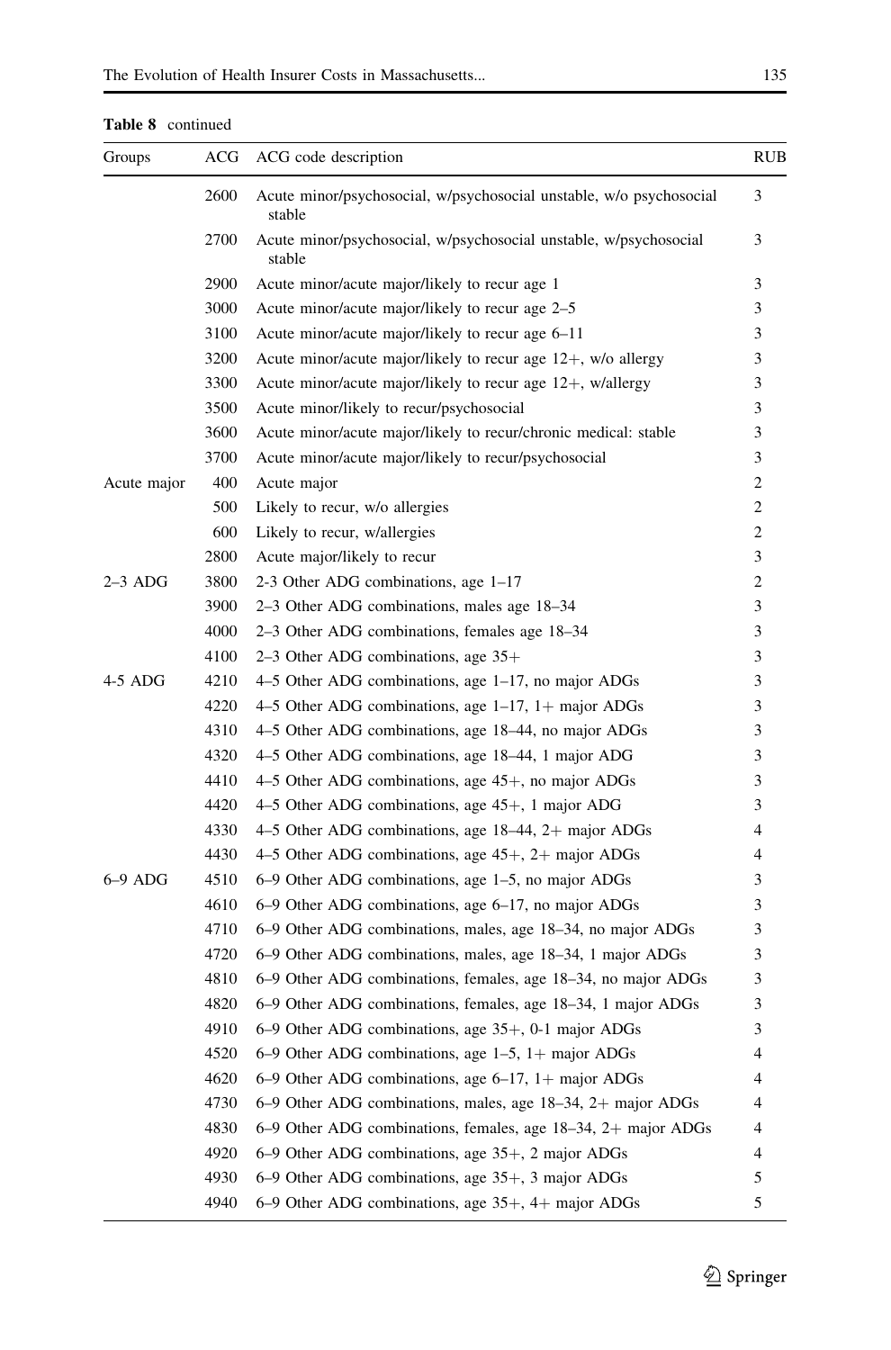**Table 8** continued

| Groups | ACG | ACG code description | RUB |
|---|---|---|---|
| | 2600 | Acute minor/psychosocial, w/psychosocial unstable, w/o psychosocial stable | 3 |
| | 2700 | Acute minor/psychosocial, w/psychosocial unstable, w/psychosocial stable | 3 |
| | 2900 | Acute minor/acute major/likely to recur age 1 | 3 |
| | 3000 | Acute minor/acute major/likely to recur age 2–5 | 3 |
| | 3100 | Acute minor/acute major/likely to recur age 6–11 | 3 |
| | 3200 | Acute minor/acute major/likely to recur age 12+, w/o allergy | 3 |
| | 3300 | Acute minor/acute major/likely to recur age 12+, w/allergy | 3 |
| | 3500 | Acute minor/likely to recur/psychosocial | 3 |
| | 3600 | Acute minor/acute major/likely to recur/chronic medical: stable | 3 |
| | 3700 | Acute minor/acute major/likely to recur/psychosocial | 3 |
| Acute major | 400 | Acute major | 2 |
| | 500 | Likely to recur, w/o allergies | 2 |
| | 600 | Likely to recur, w/allergies | 2 |
| | 2800 | Acute major/likely to recur | 3 |
| 2–3 ADG | 3800 | 2-3 Other ADG combinations, age 1–17 | 2 |
| | 3900 | 2–3 Other ADG combinations, males age 18–34 | 3 |
| | 4000 | 2–3 Other ADG combinations, females age 18–34 | 3 |
| | 4100 | 2–3 Other ADG combinations, age 35+ | 3 |
| 4-5 ADG | 4210 | 4–5 Other ADG combinations, age 1–17, no major ADGs | 3 |
| | 4220 | 4–5 Other ADG combinations, age 1–17, 1+ major ADGs | 3 |
| | 4310 | 4–5 Other ADG combinations, age 18–44, no major ADGs | 3 |
| | 4320 | 4–5 Other ADG combinations, age 18–44, 1 major ADG | 3 |
| | 4410 | 4–5 Other ADG combinations, age 45+, no major ADGs | 3 |
| | 4420 | 4–5 Other ADG combinations, age 45+, 1 major ADG | 3 |
| | 4330 | 4–5 Other ADG combinations, age 18–44, 2+ major ADGs | 4 |
| | 4430 | 4–5 Other ADG combinations, age 45+, 2+ major ADGs | 4 |
| 6–9 ADG | 4510 | 6–9 Other ADG combinations, age 1–5, no major ADGs | 3 |
| | 4610 | 6–9 Other ADG combinations, age 6–17, no major ADGs | 3 |
| | 4710 | 6–9 Other ADG combinations, males, age 18–34, no major ADGs | 3 |
| | 4720 | 6–9 Other ADG combinations, males, age 18–34, 1 major ADGs | 3 |
| | 4810 | 6–9 Other ADG combinations, females, age 18–34, no major ADGs | 3 |
| | 4820 | 6–9 Other ADG combinations, females, age 18–34, 1 major ADGs | 3 |
| | 4910 | 6–9 Other ADG combinations, age 35+, 0-1 major ADGs | 3 |
| | 4520 | 6–9 Other ADG combinations, age 1–5, 1+ major ADGs | 4 |
| | 4620 | 6–9 Other ADG combinations, age 6–17, 1+ major ADGs | 4 |
| | 4730 | 6–9 Other ADG combinations, males, age 18–34, 2+ major ADGs | 4 |
| | 4830 | 6–9 Other ADG combinations, females, age 18–34, 2+ major ADGs | 4 |
| | 4920 | 6–9 Other ADG combinations, age 35+, 2 major ADGs | 4 |
| | 4930 | 6–9 Other ADG combinations, age 35+, 3 major ADGs | 5 |
| | 4940 | 6–9 Other ADG combinations, age 35+, 4+ major ADGs | 5 |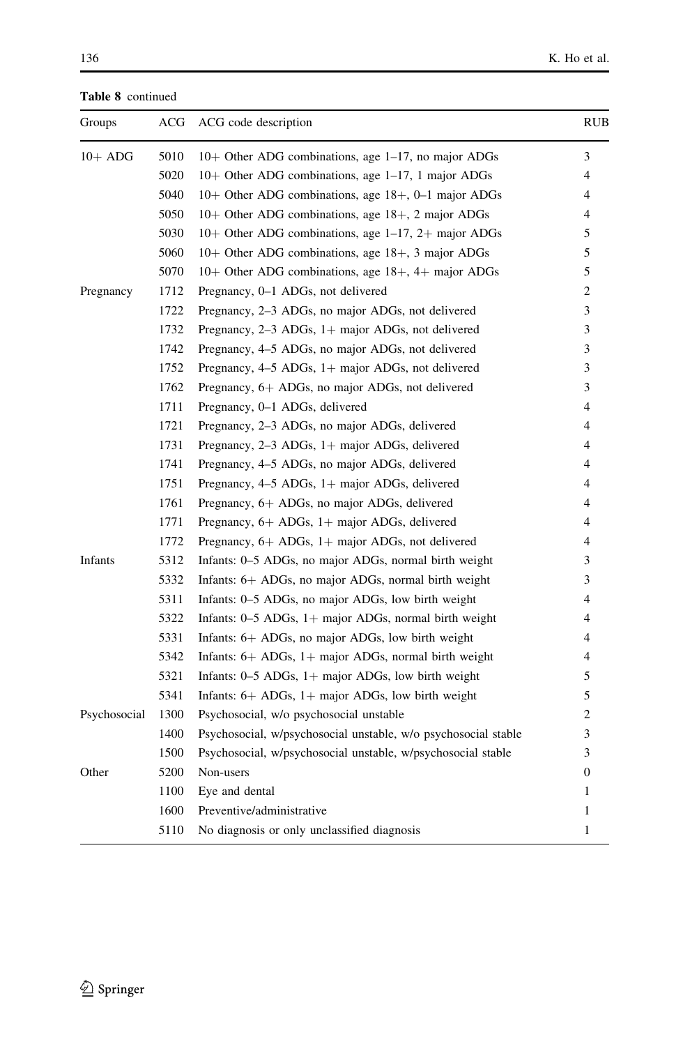**Table 8** continued

| Groups | ACG | ACG code description | RUB |
|---|---|---|---|
| 10+ ADG | 5010 | 10+ Other ADG combinations, age 1–17, no major ADGs | 3 |
| | 5020 | 10+ Other ADG combinations, age 1–17, 1 major ADGs | 4 |
| | 5040 | 10+ Other ADG combinations, age 18+, 0–1 major ADGs | 4 |
| | 5050 | 10+ Other ADG combinations, age 18+, 2 major ADGs | 4 |
| | 5030 | 10+ Other ADG combinations, age 1–17, 2+ major ADGs | 5 |
| | 5060 | 10+ Other ADG combinations, age 18+, 3 major ADGs | 5 |
| | 5070 | 10+ Other ADG combinations, age 18+, 4+ major ADGs | 5 |
| Pregnancy | 1712 | Pregnancy, 0–1 ADGs, not delivered | 2 |
| | 1722 | Pregnancy, 2–3 ADGs, no major ADGs, not delivered | 3 |
| | 1732 | Pregnancy, 2–3 ADGs, 1+ major ADGs, not delivered | 3 |
| | 1742 | Pregnancy, 4–5 ADGs, no major ADGs, not delivered | 3 |
| | 1752 | Pregnancy, 4–5 ADGs, 1+ major ADGs, not delivered | 3 |
| | 1762 | Pregnancy, 6+ ADGs, no major ADGs, not delivered | 3 |
| | 1711 | Pregnancy, 0–1 ADGs, delivered | 4 |
| | 1721 | Pregnancy, 2–3 ADGs, no major ADGs, delivered | 4 |
| | 1731 | Pregnancy, 2–3 ADGs, 1+ major ADGs, delivered | 4 |
| | 1741 | Pregnancy, 4–5 ADGs, no major ADGs, delivered | 4 |
| | 1751 | Pregnancy, 4–5 ADGs, 1+ major ADGs, delivered | 4 |
| | 1761 | Pregnancy, 6+ ADGs, no major ADGs, delivered | 4 |
| | 1771 | Pregnancy, 6+ ADGs, 1+ major ADGs, delivered | 4 |
| | 1772 | Pregnancy, 6+ ADGs, 1+ major ADGs, not delivered | 4 |
| Infants | 5312 | Infants: 0–5 ADGs, no major ADGs, normal birth weight | 3 |
| | 5332 | Infants: 6+ ADGs, no major ADGs, normal birth weight | 3 |
| | 5311 | Infants: 0–5 ADGs, no major ADGs, low birth weight | 4 |
| | 5322 | Infants: 0–5 ADGs, 1+ major ADGs, normal birth weight | 4 |
| | 5331 | Infants: 6+ ADGs, no major ADGs, low birth weight | 4 |
| | 5342 | Infants: 6+ ADGs, 1+ major ADGs, normal birth weight | 4 |
| | 5321 | Infants: 0–5 ADGs, 1+ major ADGs, low birth weight | 5 |
| | 5341 | Infants: 6+ ADGs, 1+ major ADGs, low birth weight | 5 |
| Psychosocial | 1300 | Psychosocial, w/o psychosocial unstable | 2 |
| | 1400 | Psychosocial, w/psychosocial unstable, w/o psychosocial stable | 3 |
| | 1500 | Psychosocial, w/psychosocial unstable, w/psychosocial stable | 3 |
| Other | 5200 | Non-users | 0 |
| | 1100 | Eye and dental | 1 |
| | 1600 | Preventive/administrative | 1 |
| | 5110 | No diagnosis or only unclassified diagnosis | 1 |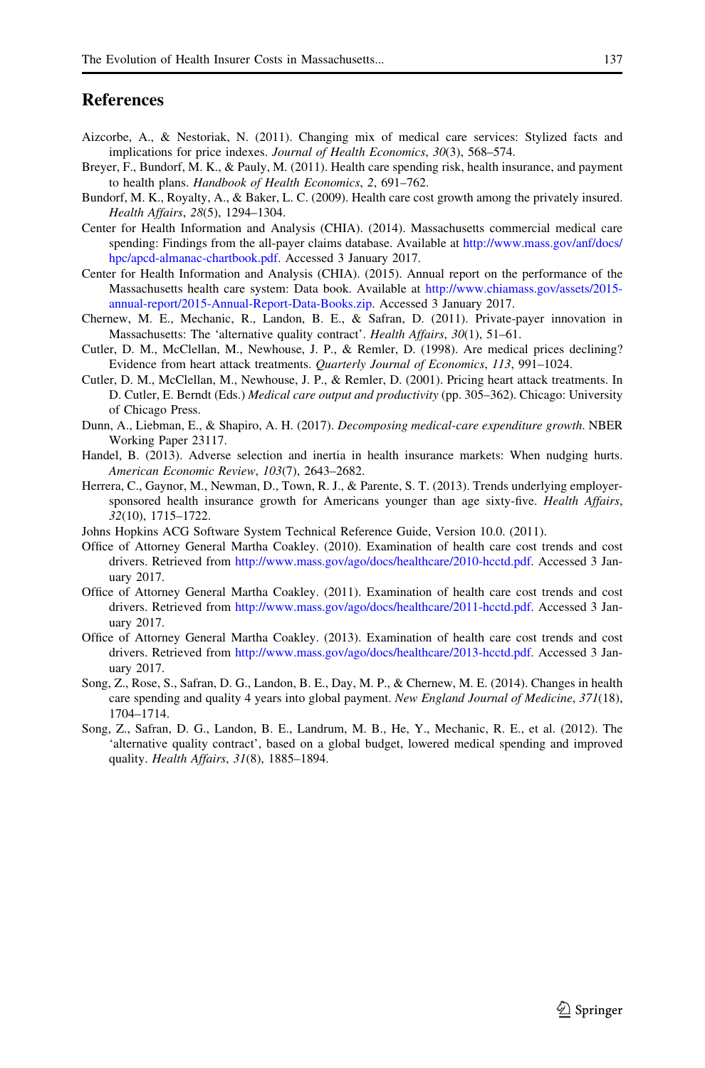## References

Aizcorbe, A., & Nestoriak, N. (2011). Changing mix of medical care services: Stylized facts and implications for price indexes. *Journal of Health Economics*, *30*(3), 568–574.

Breyer, F., Bundorf, M. K., & Pauly, M. (2011). Health care spending risk, health insurance, and payment to health plans. *Handbook of Health Economics*, *2*, 691–762.

Bundorf, M. K., Royalty, A., & Baker, L. C. (2009). Health care cost growth among the privately insured. *Health Affairs*, *28*(5), 1294–1304.

Center for Health Information and Analysis (CHIA). (2014). Massachusetts commercial medical care spending: Findings from the all-payer claims database. Available at http://www.mass.gov/anf/docs/hpc/apcd-almanac-chartbook.pdf. Accessed 3 January 2017.

Center for Health Information and Analysis (CHIA). (2015). Annual report on the performance of the Massachusetts health care system: Data book. Available at http://www.chiamass.gov/assets/2015-annual-report/2015-Annual-Report-Data-Books.zip. Accessed 3 January 2017.

Chernew, M. E., Mechanic, R., Landon, B. E., & Safran, D. (2011). Private-payer innovation in Massachusetts: The 'alternative quality contract'. *Health Affairs*, *30*(1), 51–61.

Cutler, D. M., McClellan, M., Newhouse, J. P., & Remler, D. (1998). Are medical prices declining? Evidence from heart attack treatments. *Quarterly Journal of Economics*, *113*, 991–1024.

Cutler, D. M., McClellan, M., Newhouse, J. P., & Remler, D. (2001). Pricing heart attack treatments. In D. Cutler, E. Berndt (Eds.) *Medical care output and productivity* (pp. 305–362). Chicago: University of Chicago Press.

Dunn, A., Liebman, E., & Shapiro, A. H. (2017). *Decomposing medical-care expenditure growth*. NBER Working Paper 23117.

Handel, B. (2013). Adverse selection and inertia in health insurance markets: When nudging hurts. *American Economic Review*, *103*(7), 2643–2682.

Herrera, C., Gaynor, M., Newman, D., Town, R. J., & Parente, S. T. (2013). Trends underlying employer-sponsored health insurance growth for Americans younger than age sixty-five. *Health Affairs*, *32*(10), 1715–1722.

Johns Hopkins ACG Software System Technical Reference Guide, Version 10.0. (2011).

Office of Attorney General Martha Coakley. (2010). Examination of health care cost trends and cost drivers. Retrieved from http://www.mass.gov/ago/docs/healthcare/2010-hcctd.pdf. Accessed 3 January 2017.

Office of Attorney General Martha Coakley. (2011). Examination of health care cost trends and cost drivers. Retrieved from http://www.mass.gov/ago/docs/healthcare/2011-hcctd.pdf. Accessed 3 January 2017.

Office of Attorney General Martha Coakley. (2013). Examination of health care cost trends and cost drivers. Retrieved from http://www.mass.gov/ago/docs/healthcare/2013-hcctd.pdf. Accessed 3 January 2017.

Song, Z., Rose, S., Safran, D. G., Landon, B. E., Day, M. P., & Chernew, M. E. (2014). Changes in health care spending and quality 4 years into global payment. *New England Journal of Medicine*, *371*(18), 1704–1714.

Song, Z., Safran, D. G., Landon, B. E., Landrum, M. B., He, Y., Mechanic, R. E., et al. (2012). The 'alternative quality contract', based on a global budget, lowered medical spending and improved quality. *Health Affairs*, *31*(8), 1885–1894.